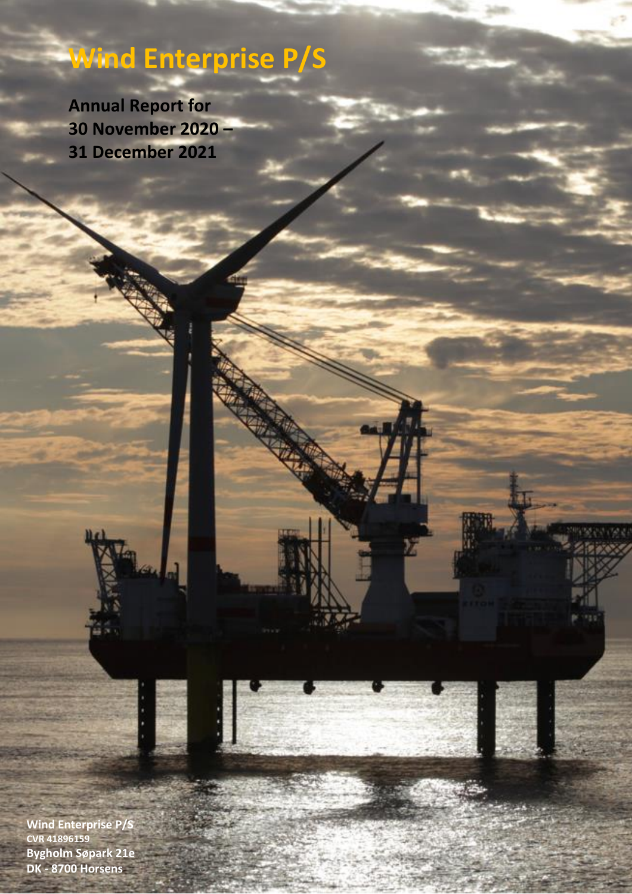# Wind Enterprise P/S

**Annual Report for 30 November 2020 – 31 December 2021**

**Wind Enterprise P/S**
**CVR 41896159**
**Bygholm Søpark 21e**
**DK - 8700 Horsens**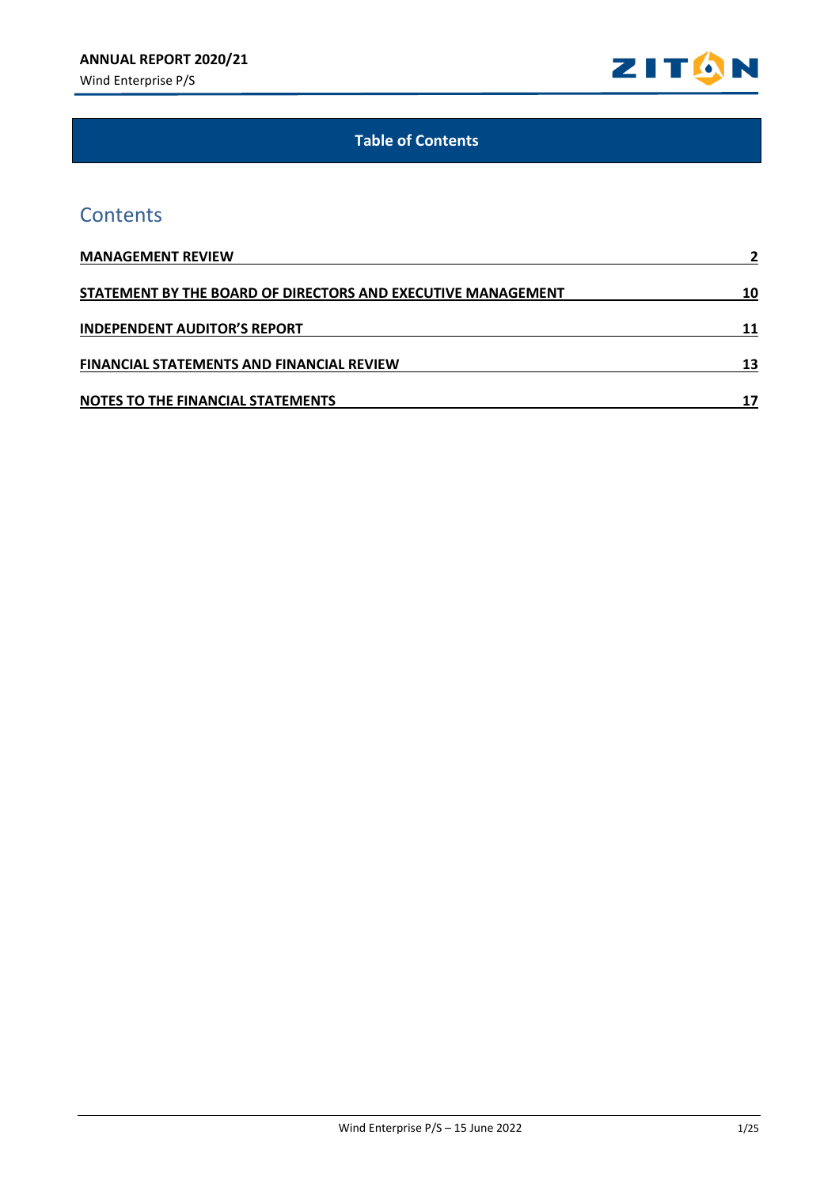## Table of Contents

# Contents

| | |
|---|---|
| **MANAGEMENT REVIEW** | **2** |
| **STATEMENT BY THE BOARD OF DIRECTORS AND EXECUTIVE MANAGEMENT** | **10** |
| **INDEPENDENT AUDITOR'S REPORT** | **11** |
| **FINANCIAL STATEMENTS AND FINANCIAL REVIEW** | **13** |
| **NOTES TO THE FINANCIAL STATEMENTS** | **17** |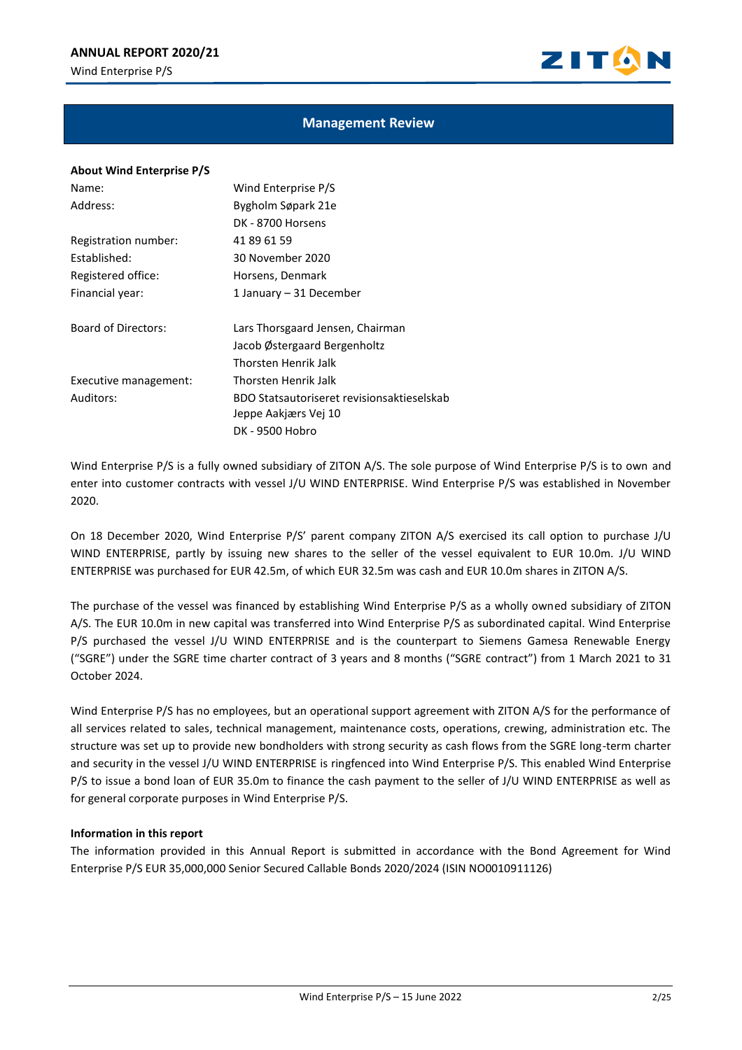# Management Review

**About Wind Enterprise P/S**

| | |
|---|---|
| Name: | Wind Enterprise P/S |
| Address: | Bygholm Søpark 21e<br>DK - 8700 Horsens |
| Registration number: | 41 89 61 59 |
| Established: | 30 November 2020 |
| Registered office: | Horsens, Denmark |
| Financial year: | 1 January – 31 December |
| Board of Directors: | Lars Thorsgaard Jensen, Chairman<br>Jacob Østergaard Bergenholtz<br>Thorsten Henrik Jalk |
| Executive management: | Thorsten Henrik Jalk |
| Auditors: | BDO Statsautoriseret revisionsaktieselskab<br>Jeppe Aakjærs Vej 10<br>DK - 9500 Hobro |

Wind Enterprise P/S is a fully owned subsidiary of ZITON A/S. The sole purpose of Wind Enterprise P/S is to own and enter into customer contracts with vessel J/U WIND ENTERPRISE. Wind Enterprise P/S was established in November 2020.

On 18 December 2020, Wind Enterprise P/S' parent company ZITON A/S exercised its call option to purchase J/U WIND ENTERPRISE, partly by issuing new shares to the seller of the vessel equivalent to EUR 10.0m. J/U WIND ENTERPRISE was purchased for EUR 42.5m, of which EUR 32.5m was cash and EUR 10.0m shares in ZITON A/S.

The purchase of the vessel was financed by establishing Wind Enterprise P/S as a wholly owned subsidiary of ZITON A/S. The EUR 10.0m in new capital was transferred into Wind Enterprise P/S as subordinated capital. Wind Enterprise P/S purchased the vessel J/U WIND ENTERPRISE and is the counterpart to Siemens Gamesa Renewable Energy ("SGRE") under the SGRE time charter contract of 3 years and 8 months ("SGRE contract") from 1 March 2021 to 31 October 2024.

Wind Enterprise P/S has no employees, but an operational support agreement with ZITON A/S for the performance of all services related to sales, technical management, maintenance costs, operations, crewing, administration etc. The structure was set up to provide new bondholders with strong security as cash flows from the SGRE long-term charter and security in the vessel J/U WIND ENTERPRISE is ringfenced into Wind Enterprise P/S. This enabled Wind Enterprise P/S to issue a bond loan of EUR 35.0m to finance the cash payment to the seller of J/U WIND ENTERPRISE as well as for general corporate purposes in Wind Enterprise P/S.

**Information in this report**

The information provided in this Annual Report is submitted in accordance with the Bond Agreement for Wind Enterprise P/S EUR 35,000,000 Senior Secured Callable Bonds 2020/2024 (ISIN NO0010911126)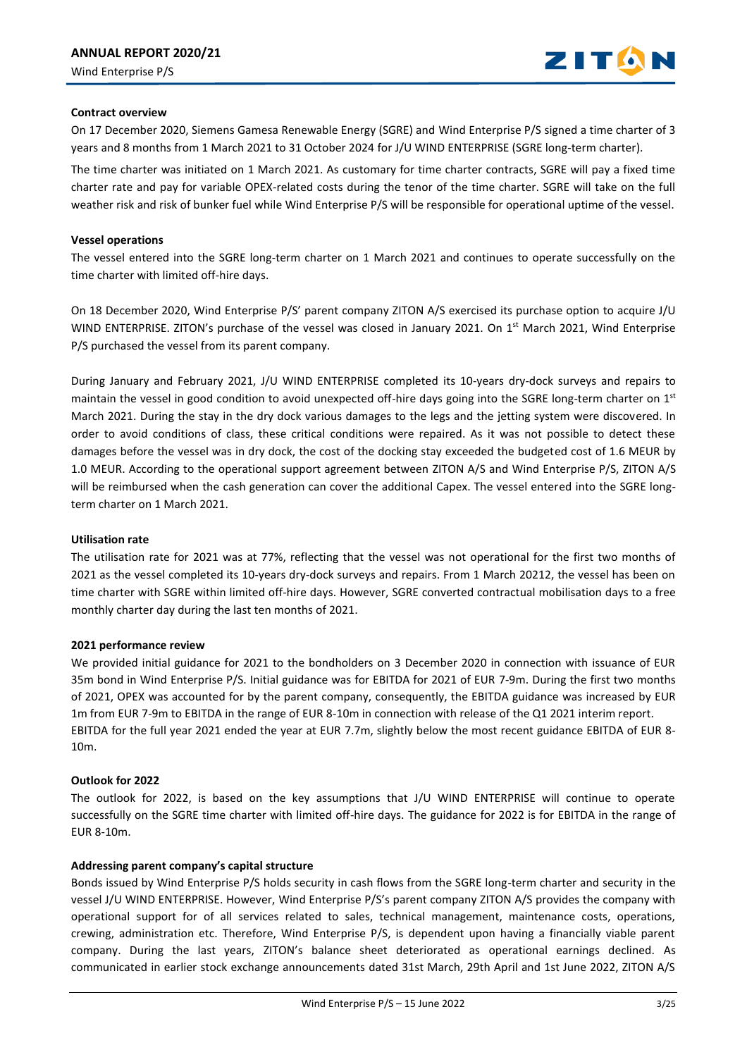**Contract overview**

On 17 December 2020, Siemens Gamesa Renewable Energy (SGRE) and Wind Enterprise P/S signed a time charter of 3 years and 8 months from 1 March 2021 to 31 October 2024 for J/U WIND ENTERPRISE (SGRE long-term charter).

The time charter was initiated on 1 March 2021. As customary for time charter contracts, SGRE will pay a fixed time charter rate and pay for variable OPEX-related costs during the tenor of the time charter. SGRE will take on the full weather risk and risk of bunker fuel while Wind Enterprise P/S will be responsible for operational uptime of the vessel.

**Vessel operations**

The vessel entered into the SGRE long-term charter on 1 March 2021 and continues to operate successfully on the time charter with limited off-hire days.

On 18 December 2020, Wind Enterprise P/S' parent company ZITON A/S exercised its purchase option to acquire J/U WIND ENTERPRISE. ZITON's purchase of the vessel was closed in January 2021. On 1st March 2021, Wind Enterprise P/S purchased the vessel from its parent company.

During January and February 2021, J/U WIND ENTERPRISE completed its 10-years dry-dock surveys and repairs to maintain the vessel in good condition to avoid unexpected off-hire days going into the SGRE long-term charter on 1st March 2021. During the stay in the dry dock various damages to the legs and the jetting system were discovered. In order to avoid conditions of class, these critical conditions were repaired. As it was not possible to detect these damages before the vessel was in dry dock, the cost of the docking stay exceeded the budgeted cost of 1.6 MEUR by 1.0 MEUR. According to the operational support agreement between ZITON A/S and Wind Enterprise P/S, ZITON A/S will be reimbursed when the cash generation can cover the additional Capex. The vessel entered into the SGRE long-term charter on 1 March 2021.

**Utilisation rate**

The utilisation rate for 2021 was at 77%, reflecting that the vessel was not operational for the first two months of 2021 as the vessel completed its 10-years dry-dock surveys and repairs. From 1 March 20212, the vessel has been on time charter with SGRE within limited off-hire days. However, SGRE converted contractual mobilisation days to a free monthly charter day during the last ten months of 2021.

**2021 performance review**

We provided initial guidance for 2021 to the bondholders on 3 December 2020 in connection with issuance of EUR 35m bond in Wind Enterprise P/S. Initial guidance was for EBITDA for 2021 of EUR 7-9m. During the first two months of 2021, OPEX was accounted for by the parent company, consequently, the EBITDA guidance was increased by EUR 1m from EUR 7-9m to EBITDA in the range of EUR 8-10m in connection with release of the Q1 2021 interim report. EBITDA for the full year 2021 ended the year at EUR 7.7m, slightly below the most recent guidance EBITDA of EUR 8-10m.

**Outlook for 2022**

The outlook for 2022, is based on the key assumptions that J/U WIND ENTERPRISE will continue to operate successfully on the SGRE time charter with limited off-hire days. The guidance for 2022 is for EBITDA in the range of EUR 8-10m.

**Addressing parent company's capital structure**

Bonds issued by Wind Enterprise P/S holds security in cash flows from the SGRE long-term charter and security in the vessel J/U WIND ENTERPRISE. However, Wind Enterprise P/S's parent company ZITON A/S provides the company with operational support for of all services related to sales, technical management, maintenance costs, operations, crewing, administration etc. Therefore, Wind Enterprise P/S, is dependent upon having a financially viable parent company. During the last years, ZITON's balance sheet deteriorated as operational earnings declined. As communicated in earlier stock exchange announcements dated 31st March, 29th April and 1st June 2022, ZITON A/S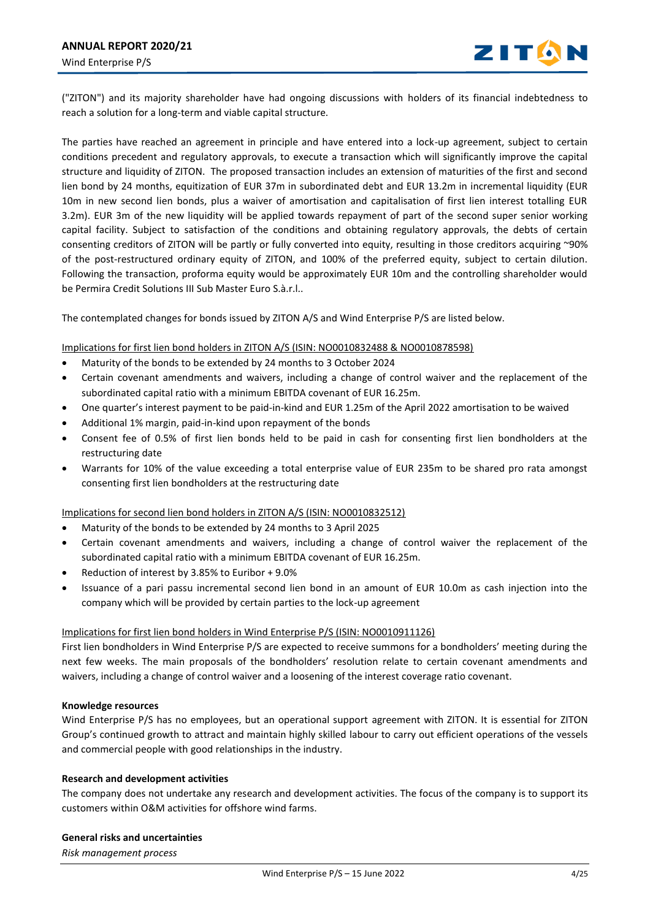("ZITON") and its majority shareholder have had ongoing discussions with holders of its financial indebtedness to reach a solution for a long-term and viable capital structure.

The parties have reached an agreement in principle and have entered into a lock-up agreement, subject to certain conditions precedent and regulatory approvals, to execute a transaction which will significantly improve the capital structure and liquidity of ZITON. The proposed transaction includes an extension of maturities of the first and second lien bond by 24 months, equitization of EUR 37m in subordinated debt and EUR 13.2m in incremental liquidity (EUR 10m in new second lien bonds, plus a waiver of amortisation and capitalisation of first lien interest totalling EUR 3.2m). EUR 3m of the new liquidity will be applied towards repayment of part of the second super senior working capital facility. Subject to satisfaction of the conditions and obtaining regulatory approvals, the debts of certain consenting creditors of ZITON will be partly or fully converted into equity, resulting in those creditors acquiring ~90% of the post-restructured ordinary equity of ZITON, and 100% of the preferred equity, subject to certain dilution. Following the transaction, proforma equity would be approximately EUR 10m and the controlling shareholder would be Permira Credit Solutions III Sub Master Euro S.à.r.l..

The contemplated changes for bonds issued by ZITON A/S and Wind Enterprise P/S are listed below.

Implications for first lien bond holders in ZITON A/S (ISIN: NO0010832488 & NO0010878598)

- Maturity of the bonds to be extended by 24 months to 3 October 2024
- Certain covenant amendments and waivers, including a change of control waiver and the replacement of the subordinated capital ratio with a minimum EBITDA covenant of EUR 16.25m.
- One quarter's interest payment to be paid-in-kind and EUR 1.25m of the April 2022 amortisation to be waived
- Additional 1% margin, paid-in-kind upon repayment of the bonds
- Consent fee of 0.5% of first lien bonds held to be paid in cash for consenting first lien bondholders at the restructuring date
- Warrants for 10% of the value exceeding a total enterprise value of EUR 235m to be shared pro rata amongst consenting first lien bondholders at the restructuring date

Implications for second lien bond holders in ZITON A/S (ISIN: NO0010832512)

- Maturity of the bonds to be extended by 24 months to 3 April 2025
- Certain covenant amendments and waivers, including a change of control waiver the replacement of the subordinated capital ratio with a minimum EBITDA covenant of EUR 16.25m.
- Reduction of interest by 3.85% to Euribor + 9.0%
- Issuance of a pari passu incremental second lien bond in an amount of EUR 10.0m as cash injection into the company which will be provided by certain parties to the lock-up agreement

Implications for first lien bond holders in Wind Enterprise P/S (ISIN: NO0010911126)

First lien bondholders in Wind Enterprise P/S are expected to receive summons for a bondholders' meeting during the next few weeks. The main proposals of the bondholders' resolution relate to certain covenant amendments and waivers, including a change of control waiver and a loosening of the interest coverage ratio covenant.

**Knowledge resources**

Wind Enterprise P/S has no employees, but an operational support agreement with ZITON. It is essential for ZITON Group's continued growth to attract and maintain highly skilled labour to carry out efficient operations of the vessels and commercial people with good relationships in the industry.

**Research and development activities**

The company does not undertake any research and development activities. The focus of the company is to support its customers within O&M activities for offshore wind farms.

**General risks and uncertainties**

*Risk management process*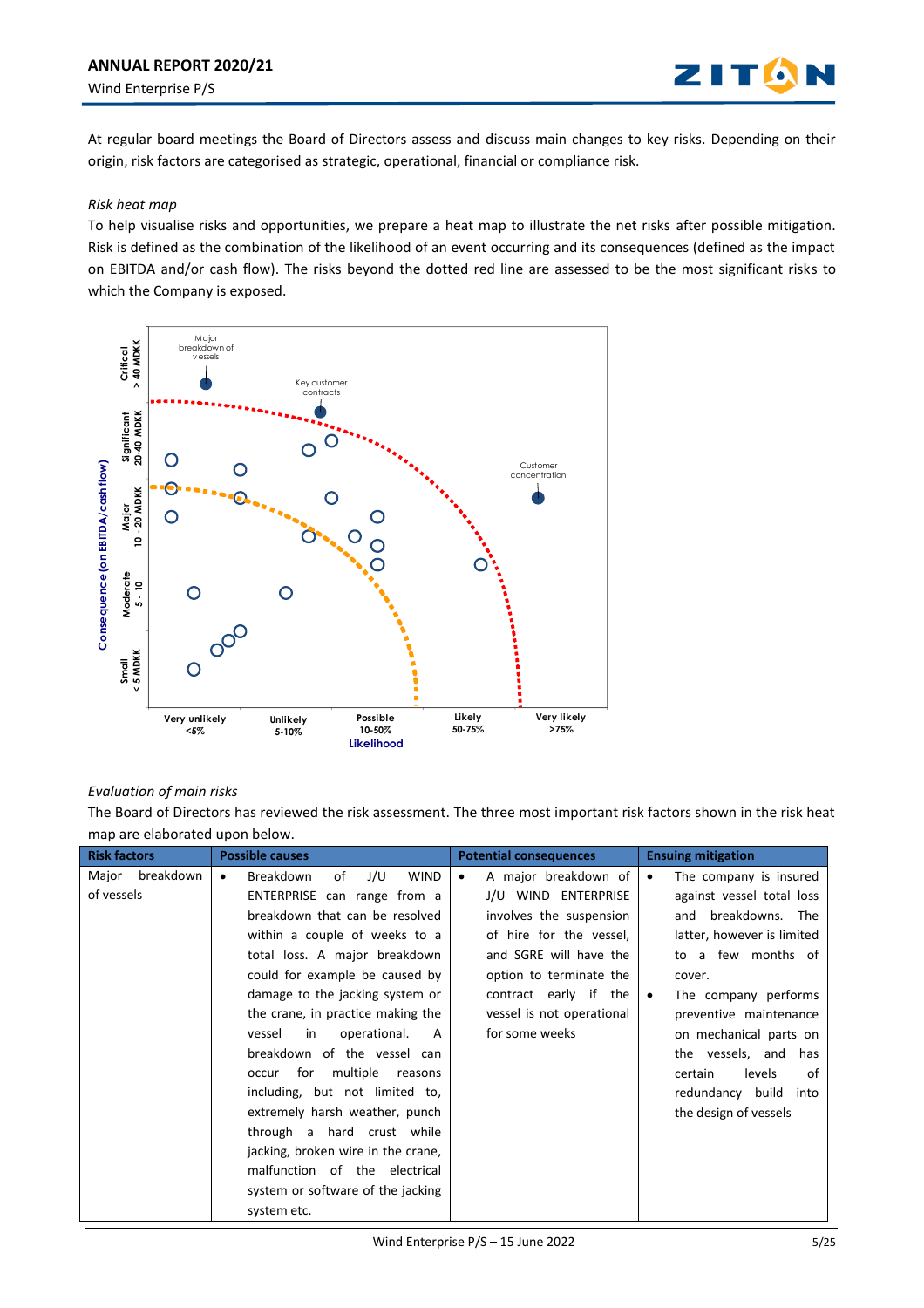At regular board meetings the Board of Directors assess and discuss main changes to key risks. Depending on their origin, risk factors are categorised as strategic, operational, financial or compliance risk.

*Risk heat map*

To help visualise risks and opportunities, we prepare a heat map to illustrate the net risks after possible mitigation. Risk is defined as the combination of the likelihood of an event occurring and its consequences (defined as the impact on EBITDA and/or cash flow). The risks beyond the dotted red line are assessed to be the most significant risks to which the Company is exposed.

Major breakdown of vessels

Key customer contracts

Customer concentration

Consequence (on EBITDA/cash flow): Critical > 40 MDKK; Significant 20-40 MDKK; Major 10 - 20 MDKK; Moderate 5 - 10; Small < 5 MDKK

Likelihood: Very unlikely <5%; Unlikely 5-10%; Possible 10-50%; Likely 50-75%; Very likely >75%

*Evaluation of main risks*

The Board of Directors has reviewed the risk assessment. The three most important risk factors shown in the risk heat map are elaborated upon below.

| Risk factors | Possible causes | Potential consequences | Ensuing mitigation |
|---|---|---|---|
| Major breakdown of vessels | • Breakdown of J/U WIND ENTERPRISE can range from a breakdown that can be resolved within a couple of weeks to a total loss. A major breakdown could for example be caused by damage to the jacking system or the crane, in practice making the vessel in operational. A breakdown of the vessel can occur for multiple reasons including, but not limited to, extremely harsh weather, punch through a hard crust while jacking, broken wire in the crane, malfunction of the electrical system or software of the jacking system etc. | • A major breakdown of J/U WIND ENTERPRISE involves the suspension of hire for the vessel, and SGRE will have the option to terminate the contract early if the vessel is not operational for some weeks | • The company is insured against vessel total loss and breakdowns. The latter, however is limited to a few months of cover.<br>• The company performs preventive maintenance on mechanical parts on the vessels, and has certain levels of redundancy build into the design of vessels |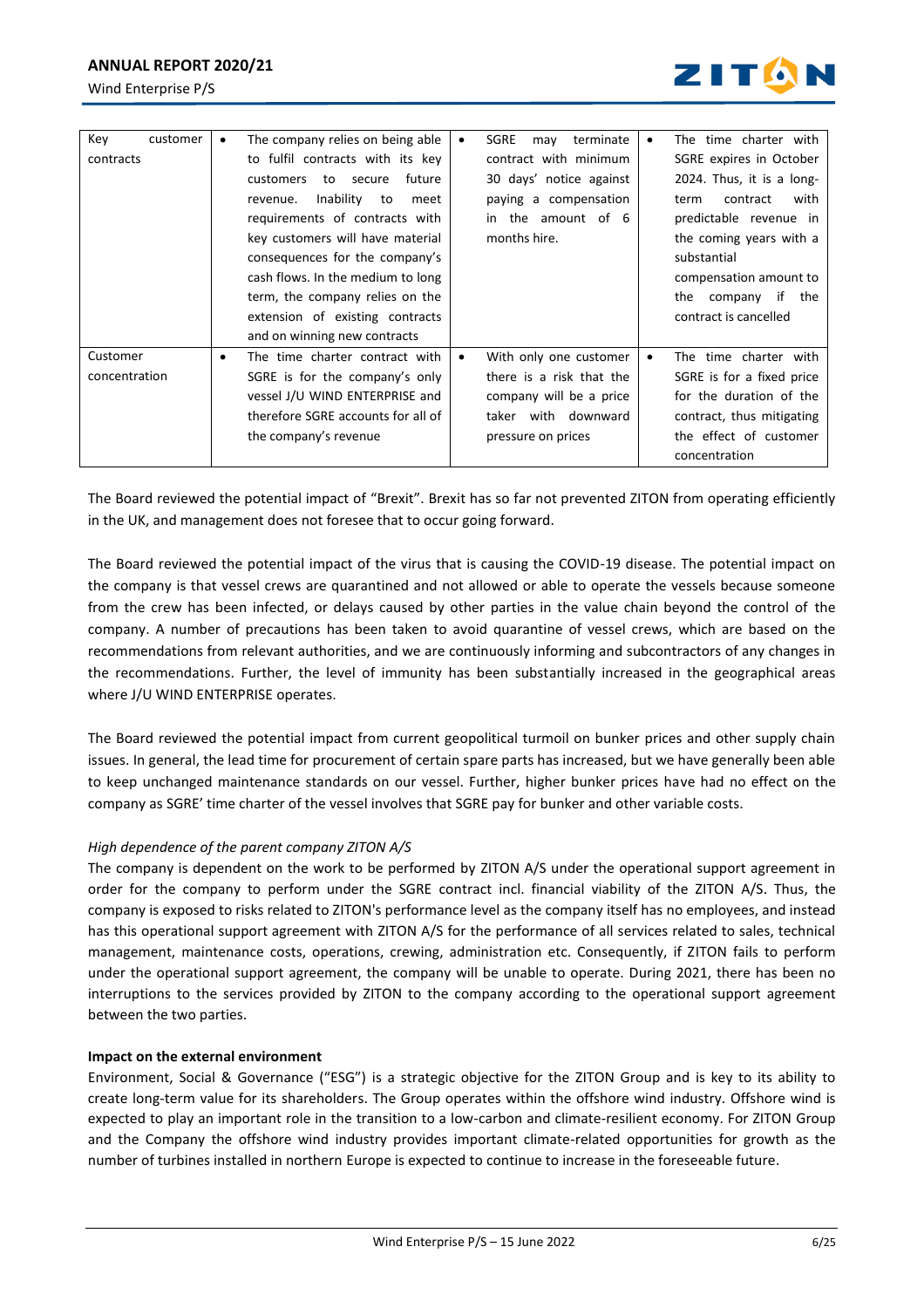| Key customer contracts | • The company relies on being able to fulfil contracts with its key customers to secure future revenue. Inability to meet requirements of contracts with key customers will have material consequences for the company's cash flows. In the medium to long term, the company relies on the extension of existing contracts and on winning new contracts | • SGRE may terminate contract with minimum 30 days' notice against paying a compensation in the amount of 6 months hire. | • The time charter with SGRE expires in October 2024. Thus, it is a long-term contract with predictable revenue in the coming years with a substantial compensation amount to the company if the contract is cancelled |
|---|---|---|---|
| Customer concentration | • The time charter contract with SGRE is for the company's only vessel J/U WIND ENTERPRISE and therefore SGRE accounts for all of the company's revenue | • With only one customer there is a risk that the company will be a price taker with downward pressure on prices | • The time charter with SGRE is for a fixed price for the duration of the contract, thus mitigating the effect of customer concentration |

The Board reviewed the potential impact of "Brexit". Brexit has so far not prevented ZITON from operating efficiently in the UK, and management does not foresee that to occur going forward.

The Board reviewed the potential impact of the virus that is causing the COVID-19 disease. The potential impact on the company is that vessel crews are quarantined and not allowed or able to operate the vessels because someone from the crew has been infected, or delays caused by other parties in the value chain beyond the control of the company. A number of precautions has been taken to avoid quarantine of vessel crews, which are based on the recommendations from relevant authorities, and we are continuously informing and subcontractors of any changes in the recommendations. Further, the level of immunity has been substantially increased in the geographical areas where J/U WIND ENTERPRISE operates.

The Board reviewed the potential impact from current geopolitical turmoil on bunker prices and other supply chain issues. In general, the lead time for procurement of certain spare parts has increased, but we have generally been able to keep unchanged maintenance standards on our vessel. Further, higher bunker prices have had no effect on the company as SGRE' time charter of the vessel involves that SGRE pay for bunker and other variable costs.

*High dependence of the parent company ZITON A/S*

The company is dependent on the work to be performed by ZITON A/S under the operational support agreement in order for the company to perform under the SGRE contract incl. financial viability of the ZITON A/S. Thus, the company is exposed to risks related to ZITON's performance level as the company itself has no employees, and instead has this operational support agreement with ZITON A/S for the performance of all services related to sales, technical management, maintenance costs, operations, crewing, administration etc. Consequently, if ZITON fails to perform under the operational support agreement, the company will be unable to operate. During 2021, there has been no interruptions to the services provided by ZITON to the company according to the operational support agreement between the two parties.

**Impact on the external environment**

Environment, Social & Governance ("ESG") is a strategic objective for the ZITON Group and is key to its ability to create long-term value for its shareholders. The Group operates within the offshore wind industry. Offshore wind is expected to play an important role in the transition to a low-carbon and climate-resilient economy. For ZITON Group and the Company the offshore wind industry provides important climate-related opportunities for growth as the number of turbines installed in northern Europe is expected to continue to increase in the foreseeable future.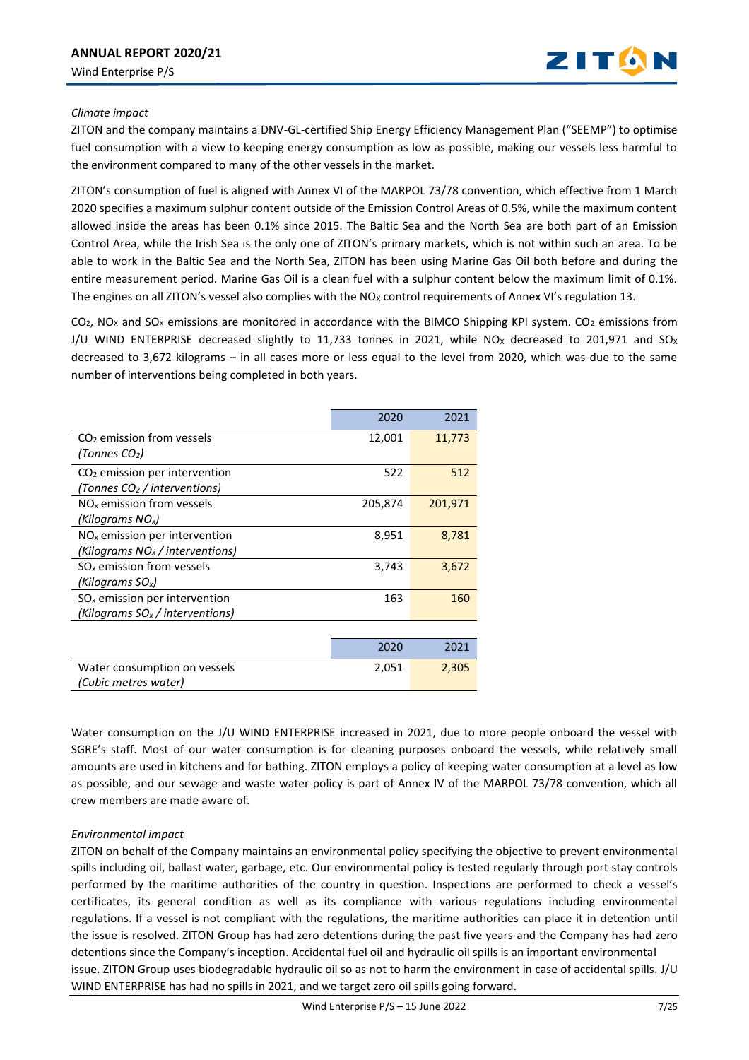*Climate impact*

ZITON and the company maintains a DNV-GL-certified Ship Energy Efficiency Management Plan ("SEEMP") to optimise fuel consumption with a view to keeping energy consumption as low as possible, making our vessels less harmful to the environment compared to many of the other vessels in the market.

ZITON's consumption of fuel is aligned with Annex VI of the MARPOL 73/78 convention, which effective from 1 March 2020 specifies a maximum sulphur content outside of the Emission Control Areas of 0.5%, while the maximum content allowed inside the areas has been 0.1% since 2015. The Baltic Sea and the North Sea are both part of an Emission Control Area, while the Irish Sea is the only one of ZITON's primary markets, which is not within such an area. To be able to work in the Baltic Sea and the North Sea, ZITON has been using Marine Gas Oil both before and during the entire measurement period. Marine Gas Oil is a clean fuel with a sulphur content below the maximum limit of 0.1%. The engines on all ZITON's vessel also complies with the $NO_X$ control requirements of Annex VI's regulation 13.

$CO_2$, $NO_X$ and $SO_X$ emissions are monitored in accordance with the BIMCO Shipping KPI system. $CO_2$ emissions from J/U WIND ENTERPRISE decreased slightly to 11,733 tonnes in 2021, while $NO_X$ decreased to 201,971 and $SO_X$ decreased to 3,672 kilograms – in all cases more or less equal to the level from 2020, which was due to the same number of interventions being completed in both years.

| | 2020 | 2021 |
|---|---|---|
| $CO_2$ emission from vessels *(Tonnes $CO_2$)* | 12,001 | 11,773 |
| $CO_2$ emission per intervention *(Tonnes $CO_2$ / interventions)* | 522 | 512 |
| $NO_x$ emission from vessels *(Kilograms $NO_x$)* | 205,874 | 201,971 |
| $NO_x$ emission per intervention *(Kilograms $NO_x$ / interventions)* | 8,951 | 8,781 |
| $SO_x$ emission from vessels *(Kilograms $SO_x$)* | 3,743 | 3,672 |
| $SO_x$ emission per intervention *(Kilograms $SO_x$ / interventions)* | 163 | 160 |

| | 2020 | 2021 |
|---|---|---|
| Water consumption on vessels *(Cubic metres water)* | 2,051 | 2,305 |

Water consumption on the J/U WIND ENTERPRISE increased in 2021, due to more people onboard the vessel with SGRE's staff. Most of our water consumption is for cleaning purposes onboard the vessels, while relatively small amounts are used in kitchens and for bathing. ZITON employs a policy of keeping water consumption at a level as low as possible, and our sewage and waste water policy is part of Annex IV of the MARPOL 73/78 convention, which all crew members are made aware of.

*Environmental impact*

ZITON on behalf of the Company maintains an environmental policy specifying the objective to prevent environmental spills including oil, ballast water, garbage, etc. Our environmental policy is tested regularly through port stay controls performed by the maritime authorities of the country in question. Inspections are performed to check a vessel's certificates, its general condition as well as its compliance with various regulations including environmental regulations. If a vessel is not compliant with the regulations, the maritime authorities can place it in detention until the issue is resolved. ZITON Group has had zero detentions during the past five years and the Company has had zero detentions since the Company's inception. Accidental fuel oil and hydraulic oil spills is an important environmental issue. ZITON Group uses biodegradable hydraulic oil so as not to harm the environment in case of accidental spills. J/U WIND ENTERPRISE has had no spills in 2021, and we target zero oil spills going forward.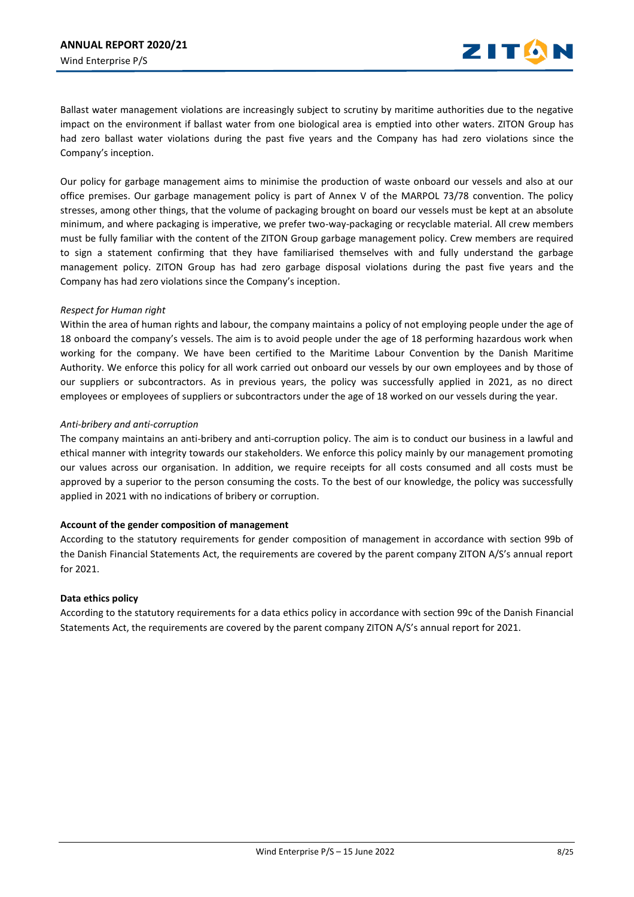Ballast water management violations are increasingly subject to scrutiny by maritime authorities due to the negative impact on the environment if ballast water from one biological area is emptied into other waters. ZITON Group has had zero ballast water violations during the past five years and the Company has had zero violations since the Company's inception.

Our policy for garbage management aims to minimise the production of waste onboard our vessels and also at our office premises. Our garbage management policy is part of Annex V of the MARPOL 73/78 convention. The policy stresses, among other things, that the volume of packaging brought on board our vessels must be kept at an absolute minimum, and where packaging is imperative, we prefer two-way-packaging or recyclable material. All crew members must be fully familiar with the content of the ZITON Group garbage management policy. Crew members are required to sign a statement confirming that they have familiarised themselves with and fully understand the garbage management policy. ZITON Group has had zero garbage disposal violations during the past five years and the Company has had zero violations since the Company's inception.

*Respect for Human right*

Within the area of human rights and labour, the company maintains a policy of not employing people under the age of 18 onboard the company's vessels. The aim is to avoid people under the age of 18 performing hazardous work when working for the company. We have been certified to the Maritime Labour Convention by the Danish Maritime Authority. We enforce this policy for all work carried out onboard our vessels by our own employees and by those of our suppliers or subcontractors. As in previous years, the policy was successfully applied in 2021, as no direct employees or employees of suppliers or subcontractors under the age of 18 worked on our vessels during the year.

*Anti-bribery and anti-corruption*

The company maintains an anti-bribery and anti-corruption policy. The aim is to conduct our business in a lawful and ethical manner with integrity towards our stakeholders. We enforce this policy mainly by our management promoting our values across our organisation. In addition, we require receipts for all costs consumed and all costs must be approved by a superior to the person consuming the costs. To the best of our knowledge, the policy was successfully applied in 2021 with no indications of bribery or corruption.

**Account of the gender composition of management**

According to the statutory requirements for gender composition of management in accordance with section 99b of the Danish Financial Statements Act, the requirements are covered by the parent company ZITON A/S's annual report for 2021.

**Data ethics policy**

According to the statutory requirements for a data ethics policy in accordance with section 99c of the Danish Financial Statements Act, the requirements are covered by the parent company ZITON A/S's annual report for 2021.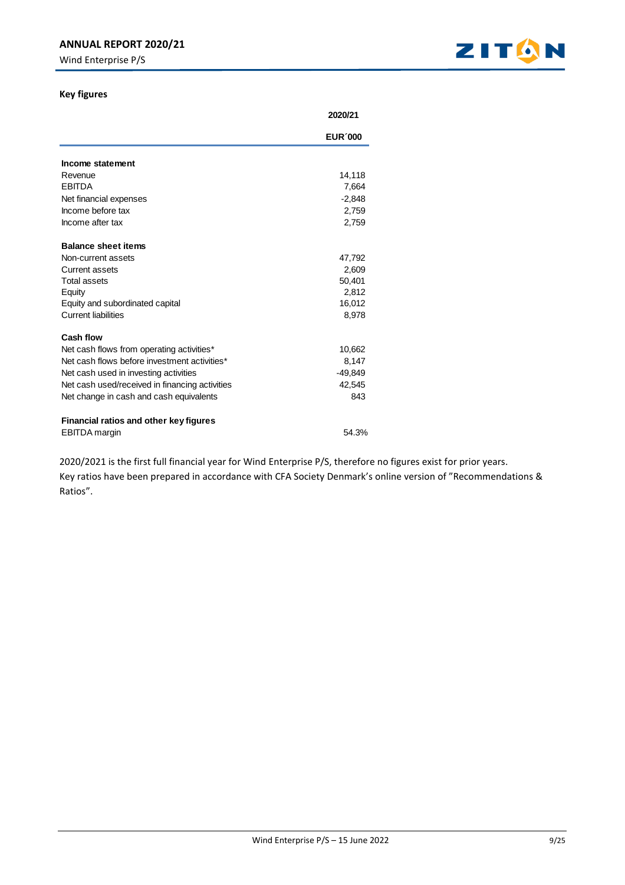## Key figures

| | 2020/21 |
|---|---|
| | EUR´000 |
| **Income statement** | |
| Revenue | 14,118 |
| EBITDA | 7,664 |
| Net financial expenses | -2,848 |
| Income before tax | 2,759 |
| Income after tax | 2,759 |
| **Balance sheet items** | |
| Non-current assets | 47,792 |
| Current assets | 2,609 |
| Total assets | 50,401 |
| Equity | 2,812 |
| Equity and subordinated capital | 16,012 |
| Current liabilities | 8,978 |
| **Cash flow** | |
| Net cash flows from operating activities* | 10,662 |
| Net cash flows before investment activities* | 8,147 |
| Net cash used in investing activities | -49,849 |
| Net cash used/received in financing activities | 42,545 |
| Net change in cash and cash equivalents | 843 |
| **Financial ratios and other key figures** | |
| EBITDA margin | 54.3% |

2020/2021 is the first full financial year for Wind Enterprise P/S, therefore no figures exist for prior years.
Key ratios have been prepared in accordance with CFA Society Denmark's online version of "Recommendations & Ratios".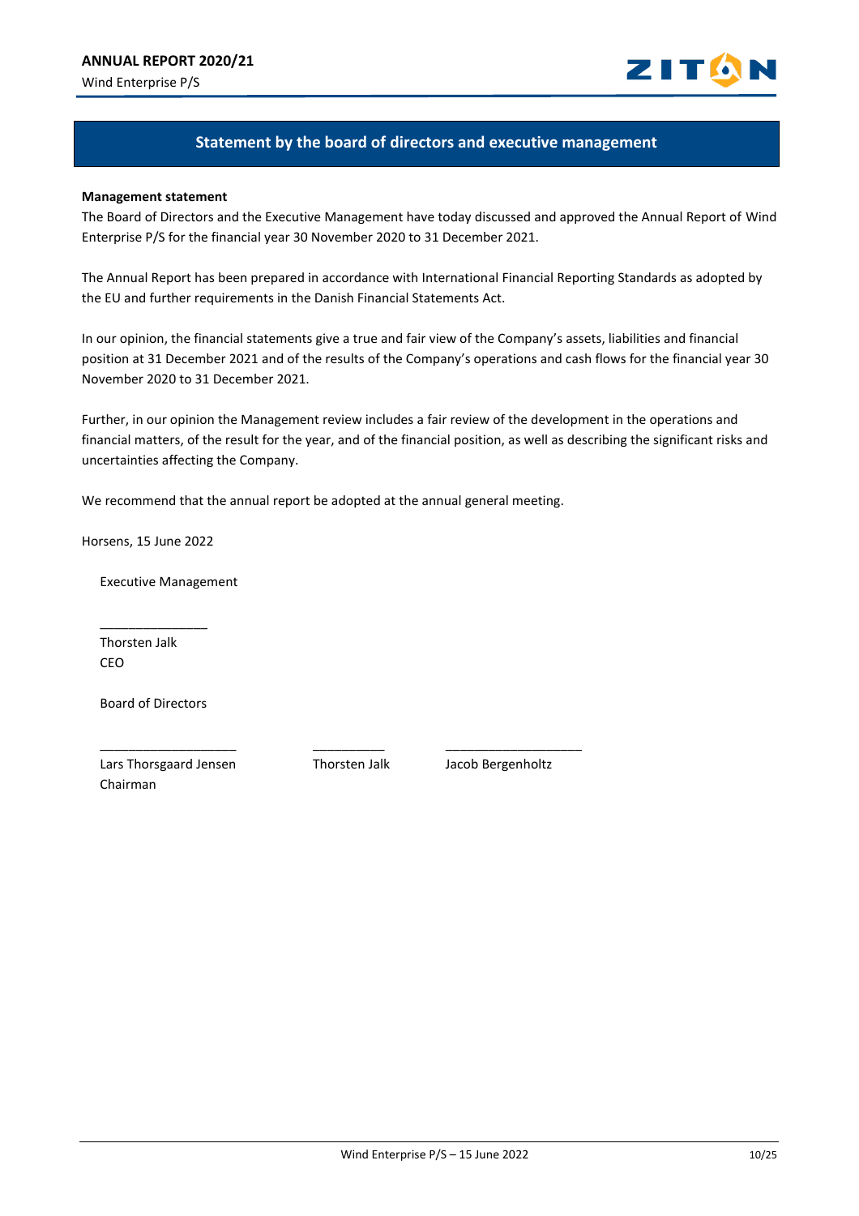## Statement by the board of directors and executive management

**Management statement**

The Board of Directors and the Executive Management have today discussed and approved the Annual Report of Wind Enterprise P/S for the financial year 30 November 2020 to 31 December 2021.

The Annual Report has been prepared in accordance with International Financial Reporting Standards as adopted by the EU and further requirements in the Danish Financial Statements Act.

In our opinion, the financial statements give a true and fair view of the Company's assets, liabilities and financial position at 31 December 2021 and of the results of the Company's operations and cash flows for the financial year 30 November 2020 to 31 December 2021.

Further, in our opinion the Management review includes a fair review of the development in the operations and financial matters, of the result for the year, and of the financial position, as well as describing the significant risks and uncertainties affecting the Company.

We recommend that the annual report be adopted at the annual general meeting.

Horsens, 15 June 2022

Executive Management

_______________
Thorsten Jalk
CEO

Board of Directors

| ___________________ | __________ | ___________________ |
|---|---|---|
| Lars Thorsgaard Jensen<br>Chairman | Thorsten Jalk | Jacob Bergenholtz |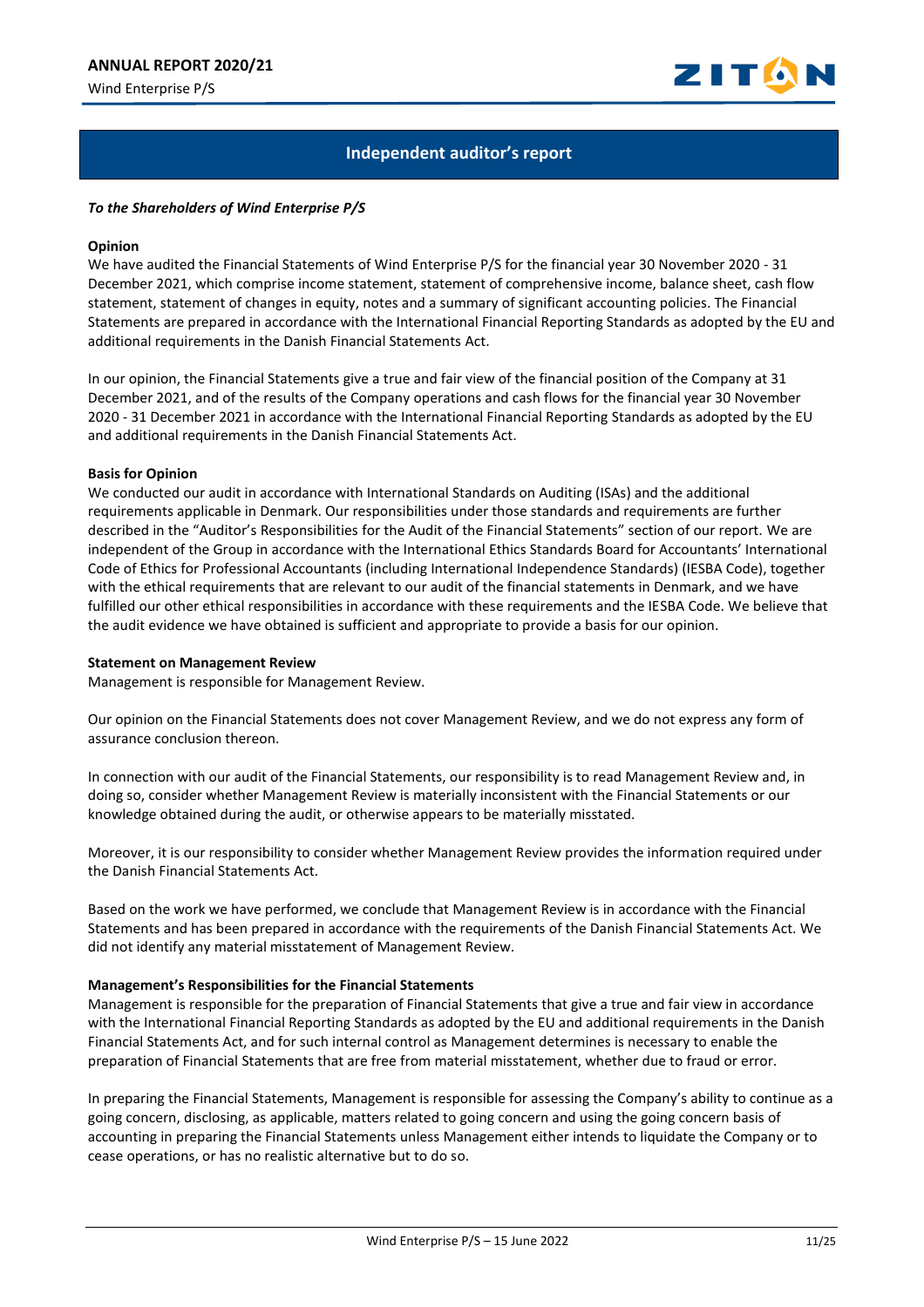## Independent auditor's report

***To the Shareholders of Wind Enterprise P/S***

**Opinion**

We have audited the Financial Statements of Wind Enterprise P/S for the financial year 30 November 2020 - 31 December 2021, which comprise income statement, statement of comprehensive income, balance sheet, cash flow statement, statement of changes in equity, notes and a summary of significant accounting policies. The Financial Statements are prepared in accordance with the International Financial Reporting Standards as adopted by the EU and additional requirements in the Danish Financial Statements Act.

In our opinion, the Financial Statements give a true and fair view of the financial position of the Company at 31 December 2021, and of the results of the Company operations and cash flows for the financial year 30 November 2020 - 31 December 2021 in accordance with the International Financial Reporting Standards as adopted by the EU and additional requirements in the Danish Financial Statements Act.

**Basis for Opinion**

We conducted our audit in accordance with International Standards on Auditing (ISAs) and the additional requirements applicable in Denmark. Our responsibilities under those standards and requirements are further described in the "Auditor's Responsibilities for the Audit of the Financial Statements" section of our report. We are independent of the Group in accordance with the International Ethics Standards Board for Accountants' International Code of Ethics for Professional Accountants (including International Independence Standards) (IESBA Code), together with the ethical requirements that are relevant to our audit of the financial statements in Denmark, and we have fulfilled our other ethical responsibilities in accordance with these requirements and the IESBA Code. We believe that the audit evidence we have obtained is sufficient and appropriate to provide a basis for our opinion.

**Statement on Management Review**

Management is responsible for Management Review.

Our opinion on the Financial Statements does not cover Management Review, and we do not express any form of assurance conclusion thereon.

In connection with our audit of the Financial Statements, our responsibility is to read Management Review and, in doing so, consider whether Management Review is materially inconsistent with the Financial Statements or our knowledge obtained during the audit, or otherwise appears to be materially misstated.

Moreover, it is our responsibility to consider whether Management Review provides the information required under the Danish Financial Statements Act.

Based on the work we have performed, we conclude that Management Review is in accordance with the Financial Statements and has been prepared in accordance with the requirements of the Danish Financial Statements Act. We did not identify any material misstatement of Management Review.

**Management's Responsibilities for the Financial Statements**

Management is responsible for the preparation of Financial Statements that give a true and fair view in accordance with the International Financial Reporting Standards as adopted by the EU and additional requirements in the Danish Financial Statements Act, and for such internal control as Management determines is necessary to enable the preparation of Financial Statements that are free from material misstatement, whether due to fraud or error.

In preparing the Financial Statements, Management is responsible for assessing the Company's ability to continue as a going concern, disclosing, as applicable, matters related to going concern and using the going concern basis of accounting in preparing the Financial Statements unless Management either intends to liquidate the Company or to cease operations, or has no realistic alternative but to do so.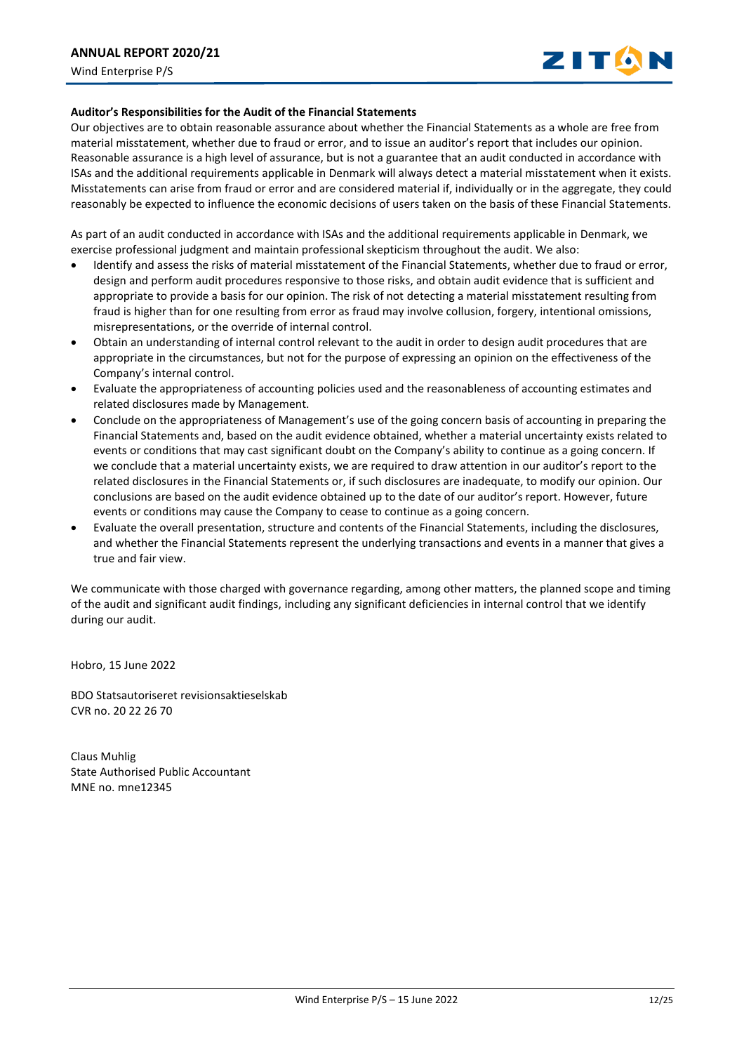### Auditor's Responsibilities for the Audit of the Financial Statements

Our objectives are to obtain reasonable assurance about whether the Financial Statements as a whole are free from material misstatement, whether due to fraud or error, and to issue an auditor's report that includes our opinion. Reasonable assurance is a high level of assurance, but is not a guarantee that an audit conducted in accordance with ISAs and the additional requirements applicable in Denmark will always detect a material misstatement when it exists. Misstatements can arise from fraud or error and are considered material if, individually or in the aggregate, they could reasonably be expected to influence the economic decisions of users taken on the basis of these Financial Statements.

As part of an audit conducted in accordance with ISAs and the additional requirements applicable in Denmark, we exercise professional judgment and maintain professional skepticism throughout the audit. We also:

- Identify and assess the risks of material misstatement of the Financial Statements, whether due to fraud or error, design and perform audit procedures responsive to those risks, and obtain audit evidence that is sufficient and appropriate to provide a basis for our opinion. The risk of not detecting a material misstatement resulting from fraud is higher than for one resulting from error as fraud may involve collusion, forgery, intentional omissions, misrepresentations, or the override of internal control.
- Obtain an understanding of internal control relevant to the audit in order to design audit procedures that are appropriate in the circumstances, but not for the purpose of expressing an opinion on the effectiveness of the Company's internal control.
- Evaluate the appropriateness of accounting policies used and the reasonableness of accounting estimates and related disclosures made by Management.
- Conclude on the appropriateness of Management's use of the going concern basis of accounting in preparing the Financial Statements and, based on the audit evidence obtained, whether a material uncertainty exists related to events or conditions that may cast significant doubt on the Company's ability to continue as a going concern. If we conclude that a material uncertainty exists, we are required to draw attention in our auditor's report to the related disclosures in the Financial Statements or, if such disclosures are inadequate, to modify our opinion. Our conclusions are based on the audit evidence obtained up to the date of our auditor's report. However, future events or conditions may cause the Company to cease to continue as a going concern.
- Evaluate the overall presentation, structure and contents of the Financial Statements, including the disclosures, and whether the Financial Statements represent the underlying transactions and events in a manner that gives a true and fair view.

We communicate with those charged with governance regarding, among other matters, the planned scope and timing of the audit and significant audit findings, including any significant deficiencies in internal control that we identify during our audit.

Hobro, 15 June 2022

BDO Statsautoriseret revisionsaktieselskab
CVR no. 20 22 26 70

Claus Muhlig
State Authorised Public Accountant
MNE no. mne12345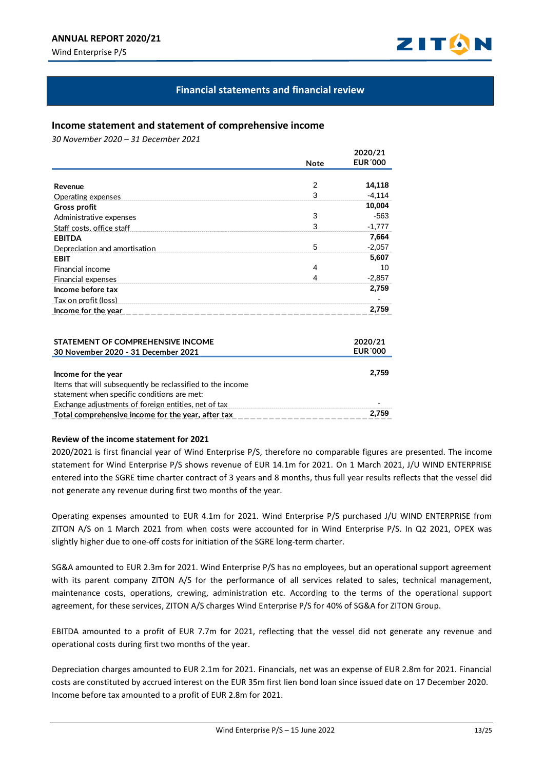## Financial statements and financial review

### Income statement and statement of comprehensive income

*30 November 2020 – 31 December 2021*

| | Note | 2020/21 EUR´000 |
|---|---|---|
| **Revenue** | 2 | **14,118** |
| Operating expenses | 3 | -4,114 |
| **Gross profit** | | **10,004** |
| Administrative expenses | 3 | -563 |
| Staff costs, office staff | 3 | -1,777 |
| **EBITDA** | | **7,664** |
| Depreciation and amortisation | 5 | -2,057 |
| **EBIT** | | **5,607** |
| Financial income | 4 | 10 |
| Financial expenses | 4 | -2,857 |
| **Income before tax** | | **2,759** |
| Tax on profit (loss) | | - |
| **Income for the year** | | **2,759** |

| STATEMENT OF COMPREHENSIVE INCOME 30 November 2020 - 31 December 2021 | 2020/21 EUR´000 |
|---|---|
| **Income for the year** | **2,759** |
| Items that will subsequently be reclassified to the income statement when specific conditions are met: | |
| Exchange adjustments of foreign entities, net of tax | - |
| **Total comprehensive income for the year, after tax** | **2,759** |

**Review of the income statement for 2021**

2020/2021 is first financial year of Wind Enterprise P/S, therefore no comparable figures are presented. The income statement for Wind Enterprise P/S shows revenue of EUR 14.1m for 2021. On 1 March 2021, J/U WIND ENTERPRISE entered into the SGRE time charter contract of 3 years and 8 months, thus full year results reflects that the vessel did not generate any revenue during first two months of the year.

Operating expenses amounted to EUR 4.1m for 2021. Wind Enterprise P/S purchased J/U WIND ENTERPRISE from ZITON A/S on 1 March 2021 from when costs were accounted for in Wind Enterprise P/S. In Q2 2021, OPEX was slightly higher due to one-off costs for initiation of the SGRE long-term charter.

SG&A amounted to EUR 2.3m for 2021. Wind Enterprise P/S has no employees, but an operational support agreement with its parent company ZITON A/S for the performance of all services related to sales, technical management, maintenance costs, operations, crewing, administration etc. According to the terms of the operational support agreement, for these services, ZITON A/S charges Wind Enterprise P/S for 40% of SG&A for ZITON Group.

EBITDA amounted to a profit of EUR 7.7m for 2021, reflecting that the vessel did not generate any revenue and operational costs during first two months of the year.

Depreciation charges amounted to EUR 2.1m for 2021. Financials, net was an expense of EUR 2.8m for 2021. Financial costs are constituted by accrued interest on the EUR 35m first lien bond loan since issued date on 17 December 2020. Income before tax amounted to a profit of EUR 2.8m for 2021.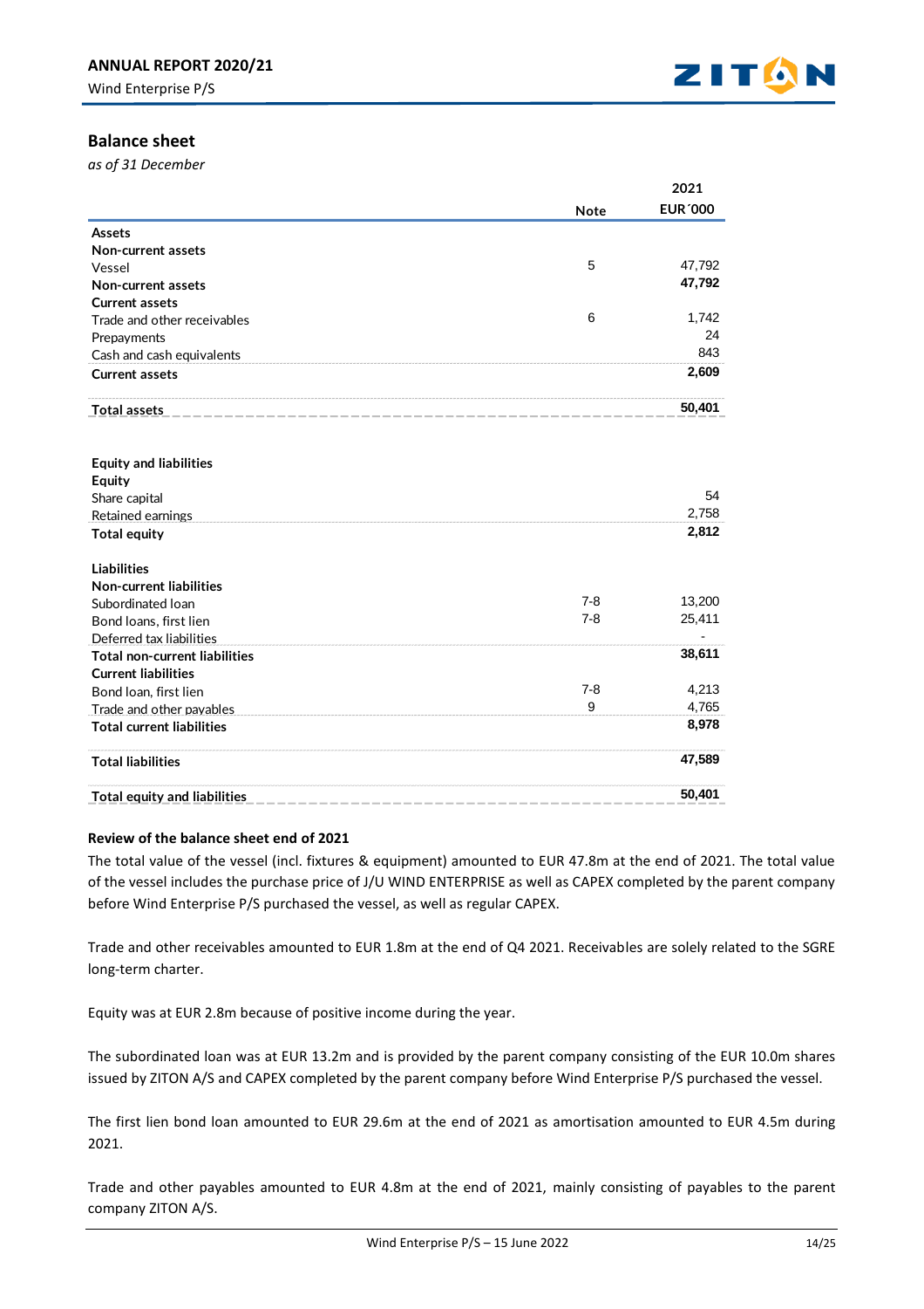## Balance sheet

*as of 31 December*

| | Note | 2021<br>EUR´000 |
|---|---|---|
| **Assets** | | |
| **Non-current assets** | | |
| Vessel | 5 | 47,792 |
| **Non-current assets** | | **47,792** |
| **Current assets** | | |
| Trade and other receivables | 6 | 1,742 |
| Prepayments | | 24 |
| Cash and cash equivalents | | 843 |
| **Current assets** | | **2,609** |
| **Total assets** | | **50,401** |
| | | |
| **Equity and liabilities** | | |
| **Equity** | | |
| Share capital | | 54 |
| Retained earnings | | 2,758 |
| **Total equity** | | **2,812** |
| | | |
| **Liabilities** | | |
| **Non-current liabilities** | | |
| Subordinated loan | 7-8 | 13,200 |
| Bond loans, first lien | 7-8 | 25,411 |
| Deferred tax liabilities | | - |
| **Total non-current liabilities** | | **38,611** |
| **Current liabilities** | | |
| Bond loan, first lien | 7-8 | 4,213 |
| Trade and other payables | 9 | 4,765 |
| **Total current liabilities** | | **8,978** |
| **Total liabilities** | | **47,589** |
| **Total equity and liabilities** | | **50,401** |

**Review of the balance sheet end of 2021**

The total value of the vessel (incl. fixtures & equipment) amounted to EUR 47.8m at the end of 2021. The total value of the vessel includes the purchase price of J/U WIND ENTERPRISE as well as CAPEX completed by the parent company before Wind Enterprise P/S purchased the vessel, as well as regular CAPEX.

Trade and other receivables amounted to EUR 1.8m at the end of Q4 2021. Receivables are solely related to the SGRE long-term charter.

Equity was at EUR 2.8m because of positive income during the year.

The subordinated loan was at EUR 13.2m and is provided by the parent company consisting of the EUR 10.0m shares issued by ZITON A/S and CAPEX completed by the parent company before Wind Enterprise P/S purchased the vessel.

The first lien bond loan amounted to EUR 29.6m at the end of 2021 as amortisation amounted to EUR 4.5m during 2021.

Trade and other payables amounted to EUR 4.8m at the end of 2021, mainly consisting of payables to the parent company ZITON A/S.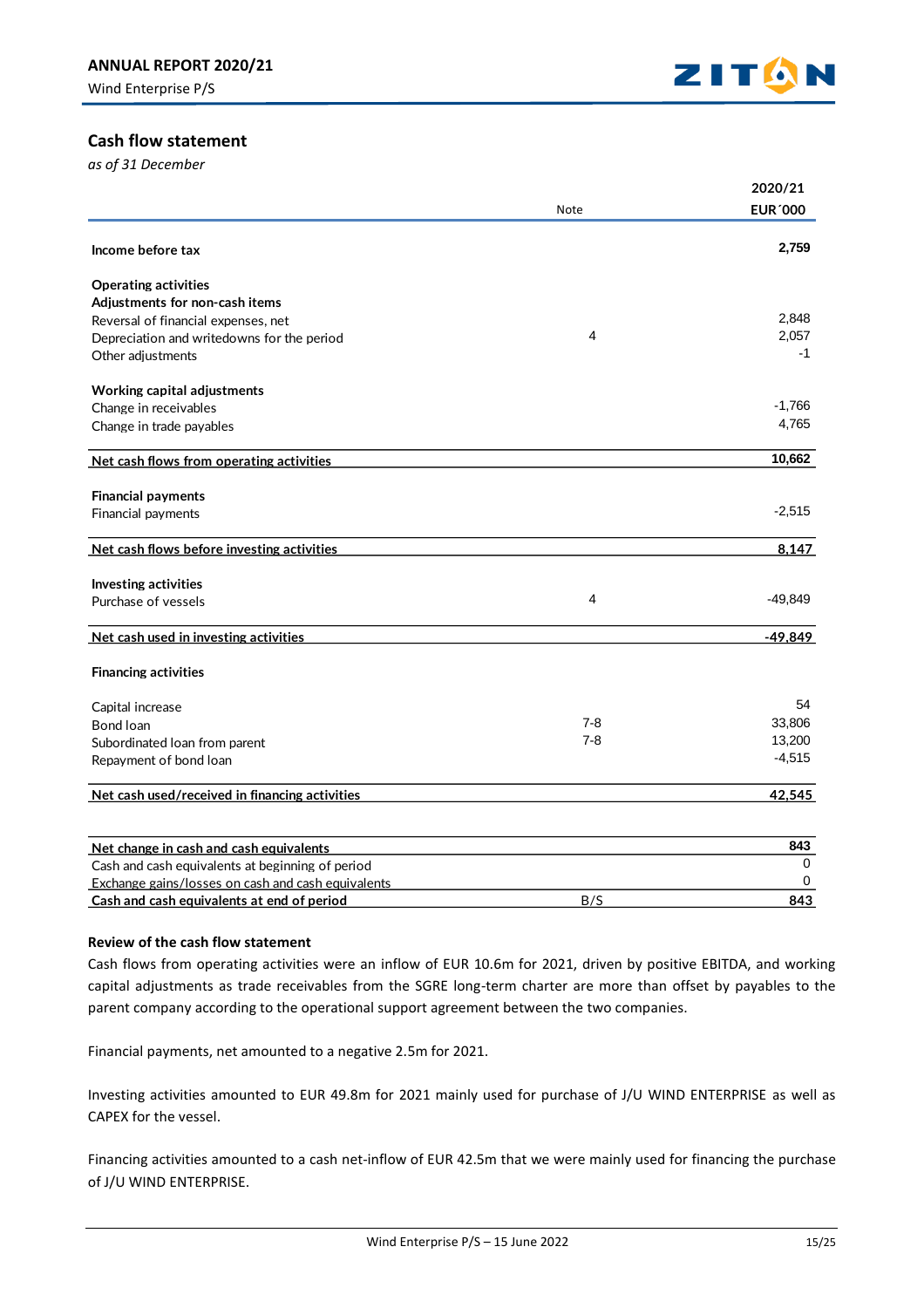## Cash flow statement

*as of 31 December*

| | Note | 2020/21<br>EUR´000 |
|---|---|---|
| **Income before tax** | | **2,759** |
| **Operating activities** | | |
| **Adjustments for non-cash items** | | |
| Reversal of financial expenses, net | | 2,848 |
| Depreciation and writedowns for the period | 4 | 2,057 |
| Other adjustments | | -1 |
| **Working capital adjustments** | | |
| Change in receivables | | -1,766 |
| Change in trade payables | | 4,765 |
| **Net cash flows from operating activities** | | **10,662** |
| **Financial payments** | | |
| Financial payments | | -2,515 |
| **Net cash flows before investing activities** | | **8,147** |
| **Investing activities** | | |
| Purchase of vessels | 4 | -49,849 |
| **Net cash used in investing activities** | | **-49,849** |
| **Financing activities** | | |
| Capital increase | | 54 |
| Bond loan | 7-8 | 33,806 |
| Subordinated loan from parent | 7-8 | 13,200 |
| Repayment of bond loan | | -4,515 |
| **Net cash used/received in financing activities** | | **42,545** |
| **Net change in cash and cash equivalents** | | **843** |
| Cash and cash equivalents at beginning of period | | 0 |
| Exchange gains/losses on cash and cash equivalents | | 0 |
| **Cash and cash equivalents at end of period** | B/S | **843** |

### Review of the cash flow statement

Cash flows from operating activities were an inflow of EUR 10.6m for 2021, driven by positive EBITDA, and working capital adjustments as trade receivables from the SGRE long-term charter are more than offset by payables to the parent company according to the operational support agreement between the two companies.

Financial payments, net amounted to a negative 2.5m for 2021.

Investing activities amounted to EUR 49.8m for 2021 mainly used for purchase of J/U WIND ENTERPRISE as well as CAPEX for the vessel.

Financing activities amounted to a cash net-inflow of EUR 42.5m that we were mainly used for financing the purchase of J/U WIND ENTERPRISE.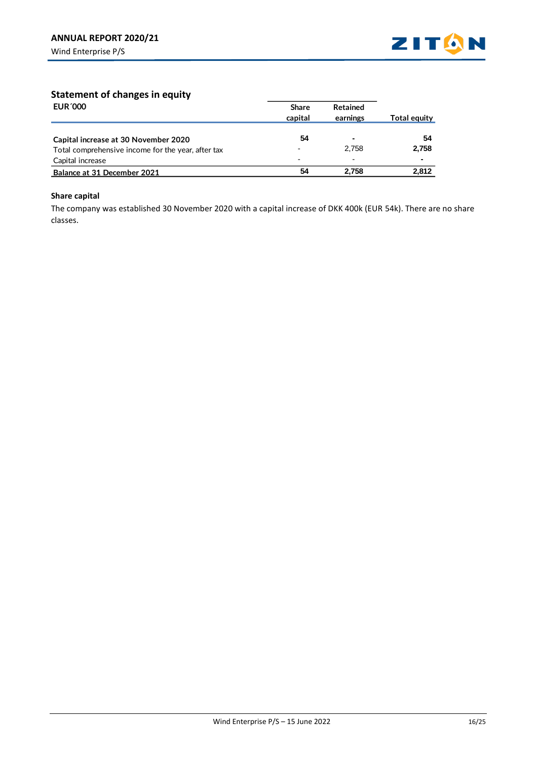## Statement of changes in equity

| EUR´000 | Share capital | Retained earnings | Total equity |
|---|---|---|---|
| **Capital increase at 30 November 2020** | **54** | **-** | **54** |
| Total comprehensive income for the year, after tax | - | 2,758 | **2,758** |
| Capital increase | - | - | **-** |
| **Balance at 31 December 2021** | **54** | **2,758** | **2,812** |

### Share capital

The company was established 30 November 2020 with a capital increase of DKK 400k (EUR 54k). There are no share classes.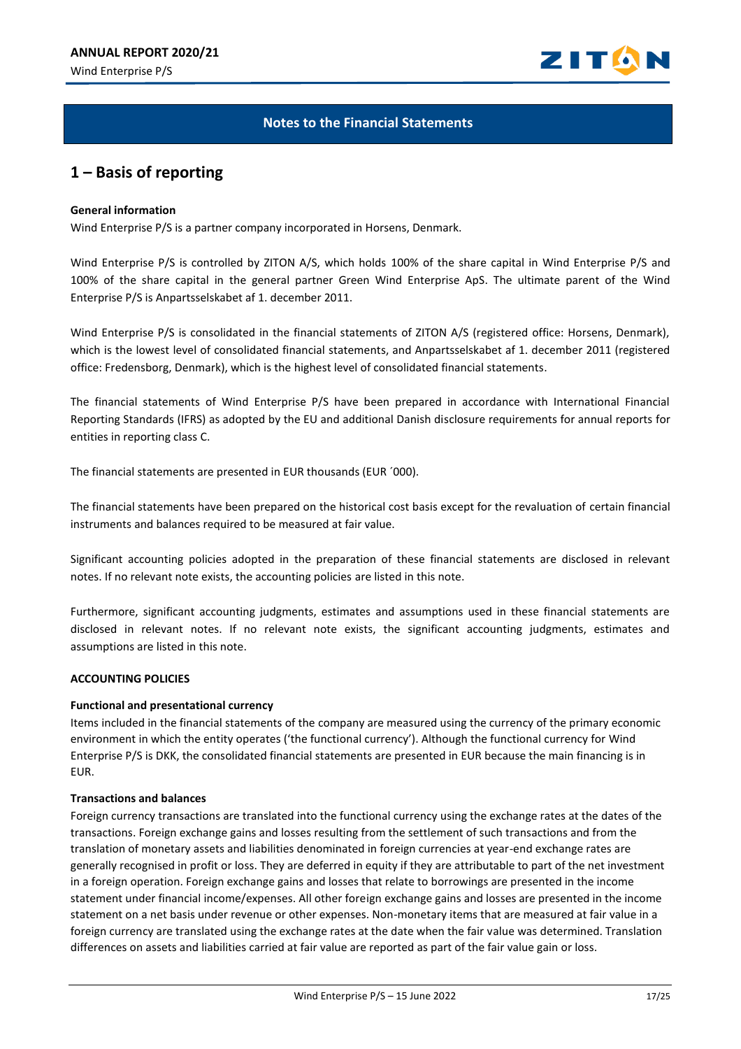## Notes to the Financial Statements

# 1 – Basis of reporting

**General information**

Wind Enterprise P/S is a partner company incorporated in Horsens, Denmark.

Wind Enterprise P/S is controlled by ZITON A/S, which holds 100% of the share capital in Wind Enterprise P/S and 100% of the share capital in the general partner Green Wind Enterprise ApS. The ultimate parent of the Wind Enterprise P/S is Anpartsselskabet af 1. december 2011.

Wind Enterprise P/S is consolidated in the financial statements of ZITON A/S (registered office: Horsens, Denmark), which is the lowest level of consolidated financial statements, and Anpartsselskabet af 1. december 2011 (registered office: Fredensborg, Denmark), which is the highest level of consolidated financial statements.

The financial statements of Wind Enterprise P/S have been prepared in accordance with International Financial Reporting Standards (IFRS) as adopted by the EU and additional Danish disclosure requirements for annual reports for entities in reporting class C.

The financial statements are presented in EUR thousands (EUR ´000).

The financial statements have been prepared on the historical cost basis except for the revaluation of certain financial instruments and balances required to be measured at fair value.

Significant accounting policies adopted in the preparation of these financial statements are disclosed in relevant notes. If no relevant note exists, the accounting policies are listed in this note.

Furthermore, significant accounting judgments, estimates and assumptions used in these financial statements are disclosed in relevant notes. If no relevant note exists, the significant accounting judgments, estimates and assumptions are listed in this note.

**ACCOUNTING POLICIES**

**Functional and presentational currency**

Items included in the financial statements of the company are measured using the currency of the primary economic environment in which the entity operates ('the functional currency'). Although the functional currency for Wind Enterprise P/S is DKK, the consolidated financial statements are presented in EUR because the main financing is in EUR.

**Transactions and balances**

Foreign currency transactions are translated into the functional currency using the exchange rates at the dates of the transactions. Foreign exchange gains and losses resulting from the settlement of such transactions and from the translation of monetary assets and liabilities denominated in foreign currencies at year-end exchange rates are generally recognised in profit or loss. They are deferred in equity if they are attributable to part of the net investment in a foreign operation. Foreign exchange gains and losses that relate to borrowings are presented in the income statement under financial income/expenses. All other foreign exchange gains and losses are presented in the income statement on a net basis under revenue or other expenses. Non-monetary items that are measured at fair value in a foreign currency are translated using the exchange rates at the date when the fair value was determined. Translation differences on assets and liabilities carried at fair value are reported as part of the fair value gain or loss.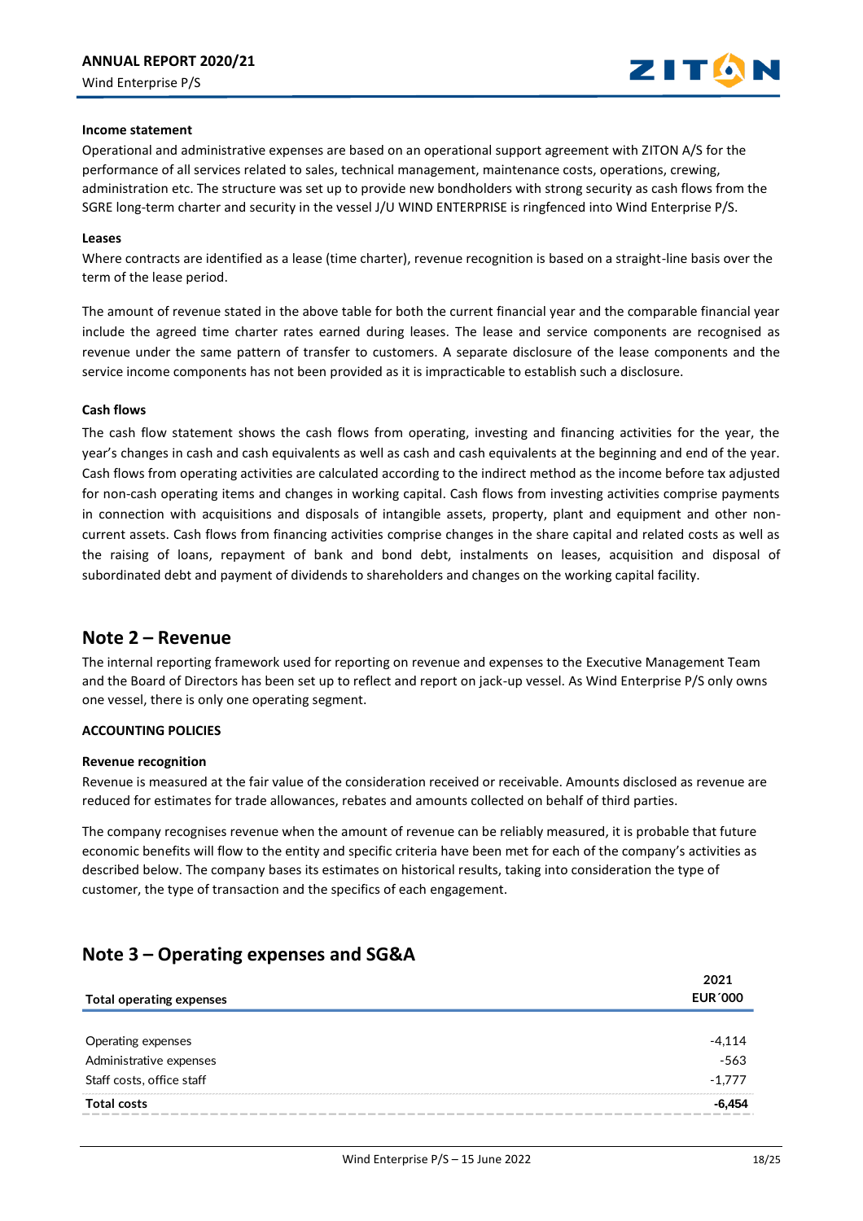**Income statement**

Operational and administrative expenses are based on an operational support agreement with ZITON A/S for the performance of all services related to sales, technical management, maintenance costs, operations, crewing, administration etc. The structure was set up to provide new bondholders with strong security as cash flows from the SGRE long-term charter and security in the vessel J/U WIND ENTERPRISE is ringfenced into Wind Enterprise P/S.

**Leases**

Where contracts are identified as a lease (time charter), revenue recognition is based on a straight-line basis over the term of the lease period.

The amount of revenue stated in the above table for both the current financial year and the comparable financial year include the agreed time charter rates earned during leases. The lease and service components are recognised as revenue under the same pattern of transfer to customers. A separate disclosure of the lease components and the service income components has not been provided as it is impracticable to establish such a disclosure.

**Cash flows**

The cash flow statement shows the cash flows from operating, investing and financing activities for the year, the year's changes in cash and cash equivalents as well as cash and cash equivalents at the beginning and end of the year. Cash flows from operating activities are calculated according to the indirect method as the income before tax adjusted for non-cash operating items and changes in working capital. Cash flows from investing activities comprise payments in connection with acquisitions and disposals of intangible assets, property, plant and equipment and other non-current assets. Cash flows from financing activities comprise changes in the share capital and related costs as well as the raising of loans, repayment of bank and bond debt, instalments on leases, acquisition and disposal of subordinated debt and payment of dividends to shareholders and changes on the working capital facility.

## Note 2 – Revenue

The internal reporting framework used for reporting on revenue and expenses to the Executive Management Team and the Board of Directors has been set up to reflect and report on jack-up vessel. As Wind Enterprise P/S only owns one vessel, there is only one operating segment.

**ACCOUNTING POLICIES**

**Revenue recognition**

Revenue is measured at the fair value of the consideration received or receivable. Amounts disclosed as revenue are reduced for estimates for trade allowances, rebates and amounts collected on behalf of third parties.

The company recognises revenue when the amount of revenue can be reliably measured, it is probable that future economic benefits will flow to the entity and specific criteria have been met for each of the company's activities as described below. The company bases its estimates on historical results, taking into consideration the type of customer, the type of transaction and the specifics of each engagement.

## Note 3 – Operating expenses and SG&A

| Total operating expenses | 2021 EUR´000 |
|---|---|
| Operating expenses | -4,114 |
| Administrative expenses | -563 |
| Staff costs, office staff | -1,777 |
| **Total costs** | **-6,454** |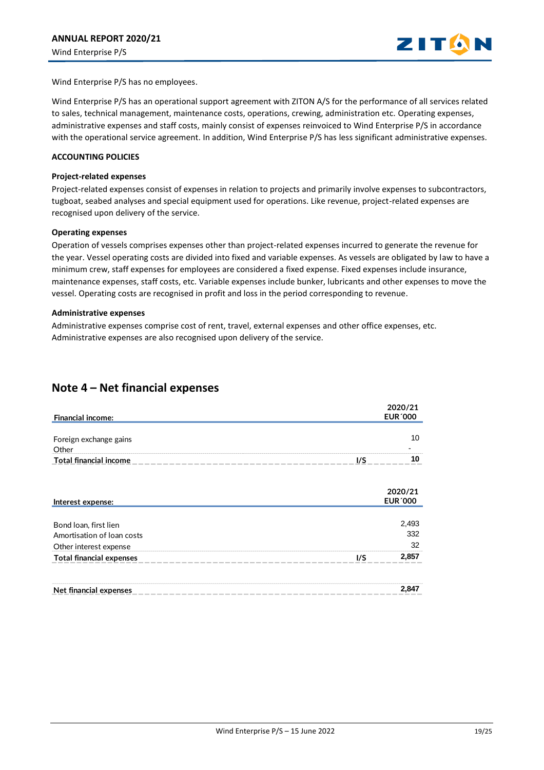Wind Enterprise P/S has no employees.

Wind Enterprise P/S has an operational support agreement with ZITON A/S for the performance of all services related to sales, technical management, maintenance costs, operations, crewing, administration etc. Operating expenses, administrative expenses and staff costs, mainly consist of expenses reinvoiced to Wind Enterprise P/S in accordance with the operational service agreement. In addition, Wind Enterprise P/S has less significant administrative expenses.

**ACCOUNTING POLICIES**

**Project-related expenses**

Project-related expenses consist of expenses in relation to projects and primarily involve expenses to subcontractors, tugboat, seabed analyses and special equipment used for operations. Like revenue, project-related expenses are recognised upon delivery of the service.

**Operating expenses**

Operation of vessels comprises expenses other than project-related expenses incurred to generate the revenue for the year. Vessel operating costs are divided into fixed and variable expenses. As vessels are obligated by law to have a minimum crew, staff expenses for employees are considered a fixed expense. Fixed expenses include insurance, maintenance expenses, staff costs, etc. Variable expenses include bunker, lubricants and other expenses to move the vessel. Operating costs are recognised in profit and loss in the period corresponding to revenue.

**Administrative expenses**

Administrative expenses comprise cost of rent, travel, external expenses and other office expenses, etc. Administrative expenses are also recognised upon delivery of the service.

## Note 4 – Net financial expenses

| Financial income: | | 2020/21 EUR´000 |
|---|---|---|
| Foreign exchange gains | | 10 |
| Other | | - |
| **Total financial income** | **I/S** | **10** |

| Interest expense: | | 2020/21 EUR´000 |
|---|---|---|
| Bond loan, first lien | | 2,493 |
| Amortisation of loan costs | | 332 |
| Other interest expense | | 32 |
| **Total financial expenses** | **I/S** | **2,857** |

| | |
|---|---|
| **Net financial expenses** | **2,847** |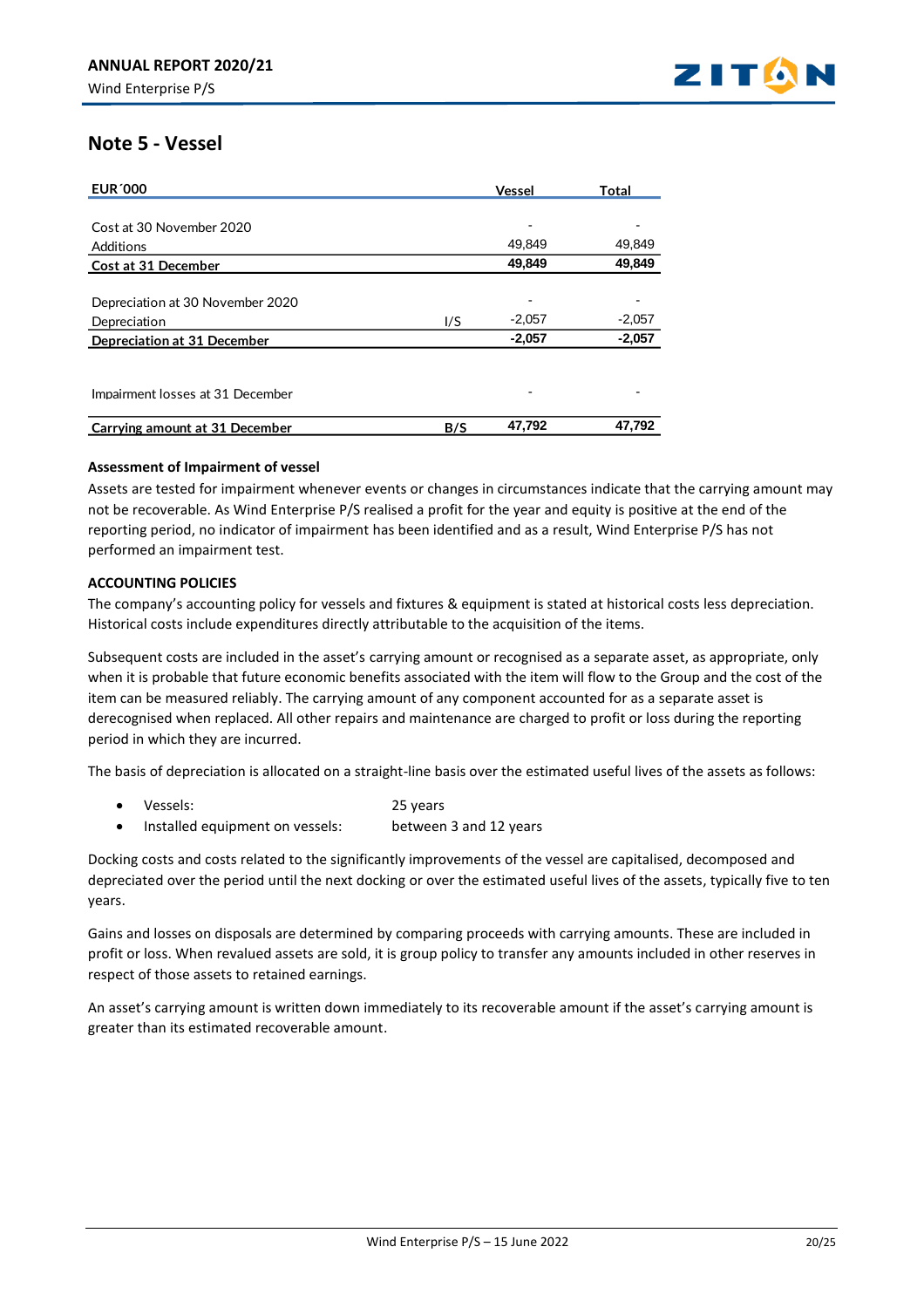## Note 5 - Vessel

| EUR´000 | | Vessel | Total |
|---|---|---|---|
| Cost at 30 November 2020 | | - | - |
| Additions | | 49,849 | 49,849 |
| **Cost at 31 December** | | **49,849** | **49,849** |
| Depreciation at 30 November 2020 | | - | - |
| Depreciation | I/S | -2,057 | -2,057 |
| **Depreciation at 31 December** | | **-2,057** | **-2,057** |
| Impairment losses at 31 December | | - | - |
| **Carrying amount at 31 December** | **B/S** | **47,792** | **47,792** |

**Assessment of Impairment of vessel**

Assets are tested for impairment whenever events or changes in circumstances indicate that the carrying amount may not be recoverable. As Wind Enterprise P/S realised a profit for the year and equity is positive at the end of the reporting period, no indicator of impairment has been identified and as a result, Wind Enterprise P/S has not performed an impairment test.

**ACCOUNTING POLICIES**

The company's accounting policy for vessels and fixtures & equipment is stated at historical costs less depreciation. Historical costs include expenditures directly attributable to the acquisition of the items.

Subsequent costs are included in the asset's carrying amount or recognised as a separate asset, as appropriate, only when it is probable that future economic benefits associated with the item will flow to the Group and the cost of the item can be measured reliably. The carrying amount of any component accounted for as a separate asset is derecognised when replaced. All other repairs and maintenance are charged to profit or loss during the reporting period in which they are incurred.

The basis of depreciation is allocated on a straight-line basis over the estimated useful lives of the assets as follows:

- Vessels: 25 years
- Installed equipment on vessels: between 3 and 12 years

Docking costs and costs related to the significantly improvements of the vessel are capitalised, decomposed and depreciated over the period until the next docking or over the estimated useful lives of the assets, typically five to ten years.

Gains and losses on disposals are determined by comparing proceeds with carrying amounts. These are included in profit or loss. When revalued assets are sold, it is group policy to transfer any amounts included in other reserves in respect of those assets to retained earnings.

An asset's carrying amount is written down immediately to its recoverable amount if the asset's carrying amount is greater than its estimated recoverable amount.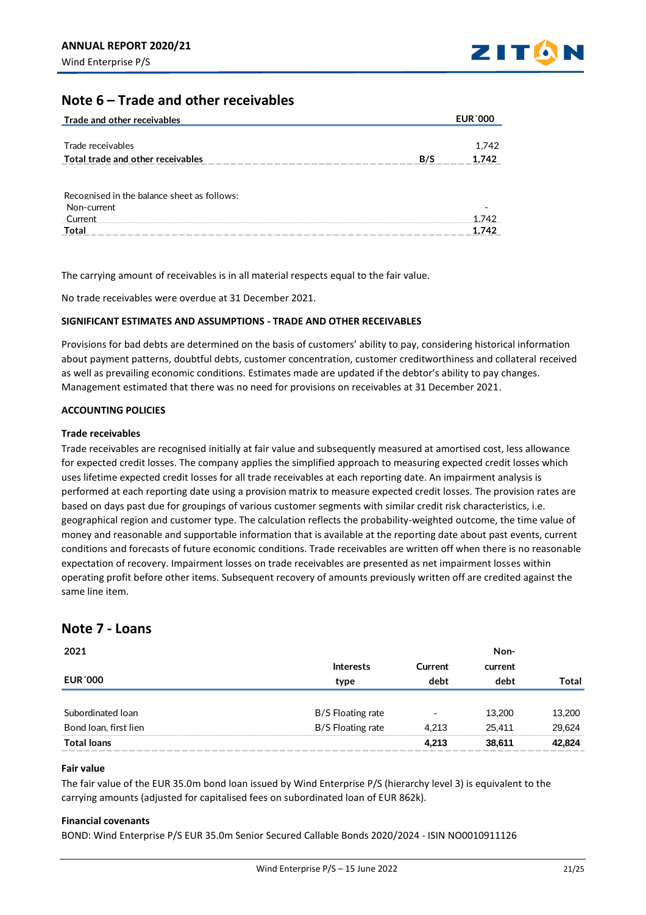## Note 6 – Trade and other receivables

| Trade and other receivables | | EUR´000 |
|---|---|---|
| Trade receivables | | 1,742 |
| **Total trade and other receivables** | **B/S** | **1,742** |

| Recognised in the balance sheet as follows: | |
|---|---|
| Non-current | - |
| Current | 1,742 |
| **Total** | **1,742** |

The carrying amount of receivables is in all material respects equal to the fair value.

No trade receivables were overdue at 31 December 2021.

**SIGNIFICANT ESTIMATES AND ASSUMPTIONS - TRADE AND OTHER RECEIVABLES**

Provisions for bad debts are determined on the basis of customers' ability to pay, considering historical information about payment patterns, doubtful debts, customer concentration, customer creditworthiness and collateral received as well as prevailing economic conditions. Estimates made are updated if the debtor's ability to pay changes. Management estimated that there was no need for provisions on receivables at 31 December 2021.

**ACCOUNTING POLICIES**

**Trade receivables**

Trade receivables are recognised initially at fair value and subsequently measured at amortised cost, less allowance for expected credit losses. The company applies the simplified approach to measuring expected credit losses which uses lifetime expected credit losses for all trade receivables at each reporting date. An impairment analysis is performed at each reporting date using a provision matrix to measure expected credit losses. The provision rates are based on days past due for groupings of various customer segments with similar credit risk characteristics, i.e. geographical region and customer type. The calculation reflects the probability-weighted outcome, the time value of money and reasonable and supportable information that is available at the reporting date about past events, current conditions and forecasts of future economic conditions. Trade receivables are written off when there is no reasonable expectation of recovery. Impairment losses on trade receivables are presented as net impairment losses within operating profit before other items. Subsequent recovery of amounts previously written off are credited against the same line item.

## Note 7 - Loans

| 2021<br>EUR´000 | Interests type | Current debt | Non-current debt | Total |
|---|---|---|---|---|
| Subordinated loan | B/S Floating rate | - | 13,200 | 13,200 |
| Bond loan, first lien | B/S Floating rate | 4,213 | 25,411 | 29,624 |
| **Total loans** | | **4,213** | **38,611** | **42,824** |

**Fair value**

The fair value of the EUR 35.0m bond loan issued by Wind Enterprise P/S (hierarchy level 3) is equivalent to the carrying amounts (adjusted for capitalised fees on subordinated loan of EUR 862k).

**Financial covenants**

BOND: Wind Enterprise P/S EUR 35.0m Senior Secured Callable Bonds 2020/2024 - ISIN NO0010911126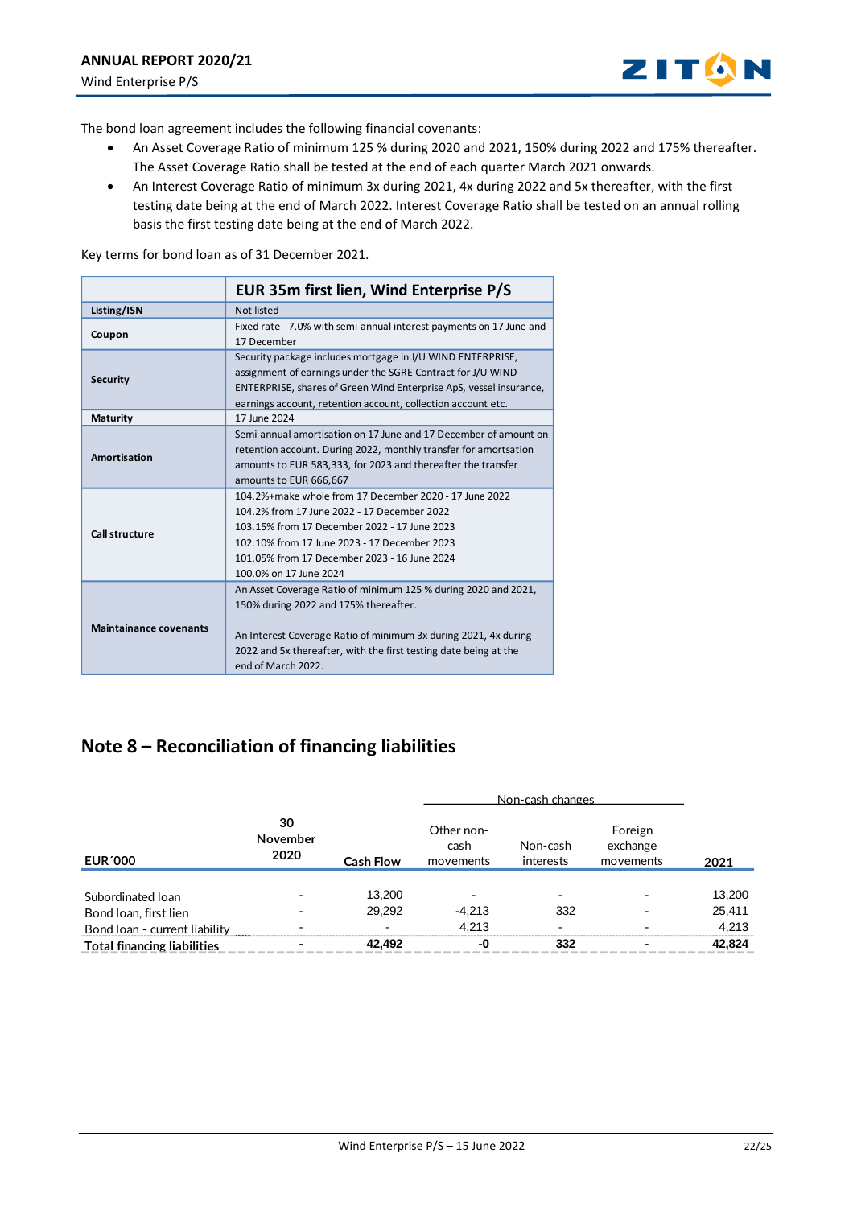The bond loan agreement includes the following financial covenants:

- An Asset Coverage Ratio of minimum 125 % during 2020 and 2021, 150% during 2022 and 175% thereafter. The Asset Coverage Ratio shall be tested at the end of each quarter March 2021 onwards.
- An Interest Coverage Ratio of minimum 3x during 2021, 4x during 2022 and 5x thereafter, with the first testing date being at the end of March 2022. Interest Coverage Ratio shall be tested on an annual rolling basis the first testing date being at the end of March 2022.

Key terms for bond loan as of 31 December 2021.

| | EUR 35m first lien, Wind Enterprise P/S |
|---|---|
| **Listing/ISN** | Not listed |
| **Coupon** | Fixed rate - 7.0% with semi-annual interest payments on 17 June and 17 December |
| **Security** | Security package includes mortgage in J/U WIND ENTERPRISE, assignment of earnings under the SGRE Contract for J/U WIND ENTERPRISE, shares of Green Wind Enterprise ApS, vessel insurance, earnings account, retention account, collection account etc. |
| **Maturity** | 17 June 2024 |
| **Amortisation** | Semi-annual amortisation on 17 June and 17 December of amount on retention account. During 2022, monthly transfer for amortsation amounts to EUR 583,333, for 2023 and thereafter the transfer amounts to EUR 666,667 |
| **Call structure** | 104.2%+make whole from 17 December 2020 - 17 June 2022<br>104.2% from 17 June 2022 - 17 December 2022<br>103.15% from 17 December 2022 - 17 June 2023<br>102.10% from 17 June 2023 - 17 December 2023<br>101.05% from 17 December 2023 - 16 June 2024<br>100.0% on 17 June 2024 |
| **Maintainance covenants** | An Asset Coverage Ratio of minimum 125 % during 2020 and 2021, 150% during 2022 and 175% thereafter.<br><br>An Interest Coverage Ratio of minimum 3x during 2021, 4x during 2022 and 5x thereafter, with the first testing date being at the end of March 2022. |

## Note 8 – Reconciliation of financing liabilities

| | | | Non-cash changes | | | |
|---|---|---|---|---|---|---|
| **EUR´000** | **30 November 2020** | **Cash Flow** | Other non-cash movements | Non-cash interests | Foreign exchange movements | **2021** |
| Subordinated loan | - | 13,200 | - | - | - | 13,200 |
| Bond loan, first lien | - | 29,292 | -4,213 | 332 | - | 25,411 |
| Bond loan - current liability | - | - | 4,213 | - | - | 4,213 |
| **Total financing liabilities** | **-** | **42,492** | **-0** | **332** | **-** | **42,824** |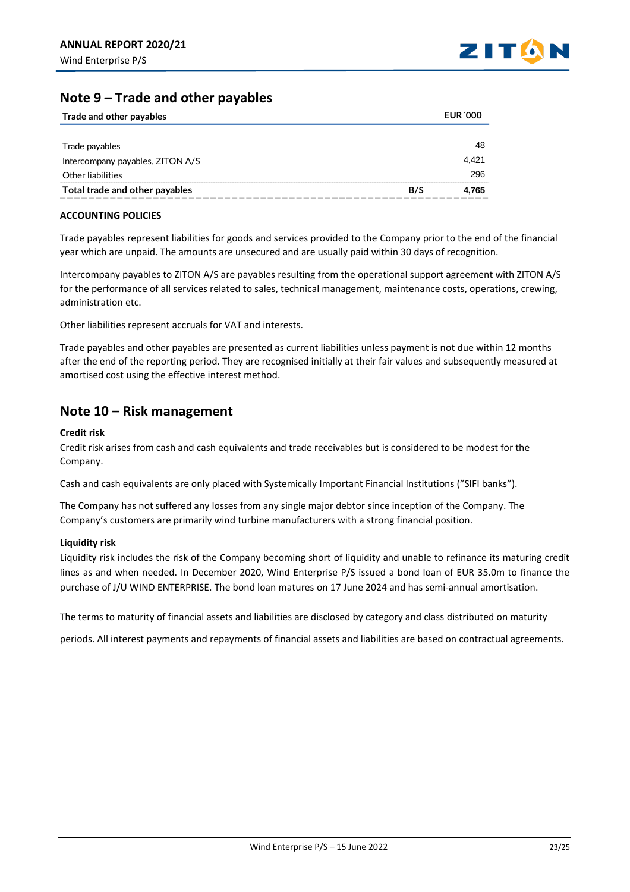## Note 9 – Trade and other payables

| Trade and other payables | | EUR ´000 |
|---|---|---|
| Trade payables | | 48 |
| Intercompany payables, ZITON A/S | | 4,421 |
| Other liabilities | | 296 |
| **Total trade and other payables** | **B/S** | **4,765** |

**ACCOUNTING POLICIES**

Trade payables represent liabilities for goods and services provided to the Company prior to the end of the financial year which are unpaid. The amounts are unsecured and are usually paid within 30 days of recognition.

Intercompany payables to ZITON A/S are payables resulting from the operational support agreement with ZITON A/S for the performance of all services related to sales, technical management, maintenance costs, operations, crewing, administration etc.

Other liabilities represent accruals for VAT and interests.

Trade payables and other payables are presented as current liabilities unless payment is not due within 12 months after the end of the reporting period. They are recognised initially at their fair values and subsequently measured at amortised cost using the effective interest method.

## Note 10 – Risk management

**Credit risk**

Credit risk arises from cash and cash equivalents and trade receivables but is considered to be modest for the Company.

Cash and cash equivalents are only placed with Systemically Important Financial Institutions (”SIFI banks”).

The Company has not suffered any losses from any single major debtor since inception of the Company. The Company's customers are primarily wind turbine manufacturers with a strong financial position.

**Liquidity risk**

Liquidity risk includes the risk of the Company becoming short of liquidity and unable to refinance its maturing credit lines as and when needed. In December 2020, Wind Enterprise P/S issued a bond loan of EUR 35.0m to finance the purchase of J/U WIND ENTERPRISE. The bond loan matures on 17 June 2024 and has semi-annual amortisation.

The terms to maturity of financial assets and liabilities are disclosed by category and class distributed on maturity

periods. All interest payments and repayments of financial assets and liabilities are based on contractual agreements.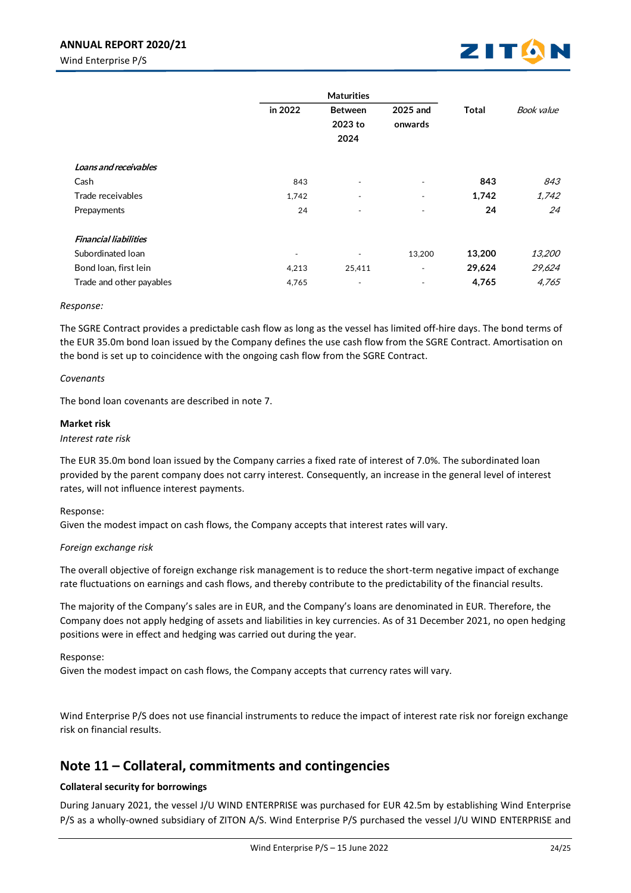| | Maturities | | | | |
|---|---|---|---|---|---|
| | in 2022 | Between 2023 to 2024 | 2025 and onwards | Total | *Book value* |
| ***Loans and receivables*** | | | | | |
| Cash | 843 | - | - | **843** | *843* |
| Trade receivables | 1,742 | - | - | **1,742** | *1,742* |
| Prepayments | 24 | - | - | **24** | *24* |
| ***Financial liabilities*** | | | | | |
| Subordinated loan | - | - | 13,200 | **13,200** | *13,200* |
| Bond loan, first lein | 4,213 | 25,411 | - | **29,624** | *29,624* |
| Trade and other payables | 4,765 | - | - | **4,765** | *4,765* |

*Response:*

The SGRE Contract provides a predictable cash flow as long as the vessel has limited off-hire days. The bond terms of the EUR 35.0m bond loan issued by the Company defines the use cash flow from the SGRE Contract. Amortisation on the bond is set up to coincidence with the ongoing cash flow from the SGRE Contract.

*Covenants*

The bond loan covenants are described in note 7.

**Market risk**

*Interest rate risk*

The EUR 35.0m bond loan issued by the Company carries a fixed rate of interest of 7.0%. The subordinated loan provided by the parent company does not carry interest. Consequently, an increase in the general level of interest rates, will not influence interest payments.

Response:
Given the modest impact on cash flows, the Company accepts that interest rates will vary.

*Foreign exchange risk*

The overall objective of foreign exchange risk management is to reduce the short-term negative impact of exchange rate fluctuations on earnings and cash flows, and thereby contribute to the predictability of the financial results.

The majority of the Company's sales are in EUR, and the Company's loans are denominated in EUR. Therefore, the Company does not apply hedging of assets and liabilities in key currencies. As of 31 December 2021, no open hedging positions were in effect and hedging was carried out during the year.

Response:
Given the modest impact on cash flows, the Company accepts that currency rates will vary.

Wind Enterprise P/S does not use financial instruments to reduce the impact of interest rate risk nor foreign exchange risk on financial results.

## Note 11 – Collateral, commitments and contingencies

**Collateral security for borrowings**

During January 2021, the vessel J/U WIND ENTERPRISE was purchased for EUR 42.5m by establishing Wind Enterprise P/S as a wholly-owned subsidiary of ZITON A/S. Wind Enterprise P/S purchased the vessel J/U WIND ENTERPRISE and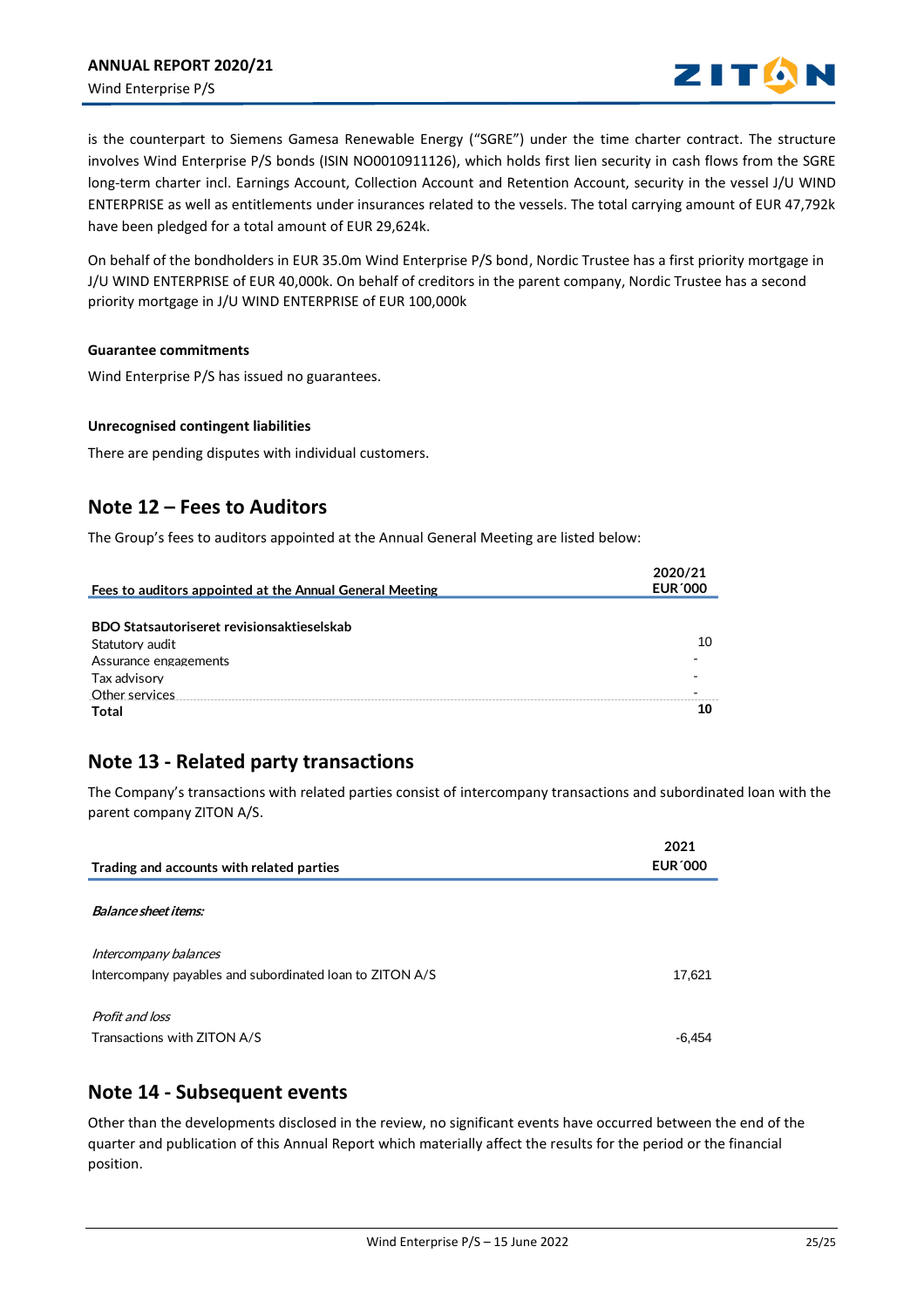is the counterpart to Siemens Gamesa Renewable Energy ("SGRE") under the time charter contract. The structure involves Wind Enterprise P/S bonds (ISIN NO0010911126), which holds first lien security in cash flows from the SGRE long-term charter incl. Earnings Account, Collection Account and Retention Account, security in the vessel J/U WIND ENTERPRISE as well as entitlements under insurances related to the vessels. The total carrying amount of EUR 47,792k have been pledged for a total amount of EUR 29,624k.

On behalf of the bondholders in EUR 35.0m Wind Enterprise P/S bond, Nordic Trustee has a first priority mortgage in J/U WIND ENTERPRISE of EUR 40,000k. On behalf of creditors in the parent company, Nordic Trustee has a second priority mortgage in J/U WIND ENTERPRISE of EUR 100,000k

**Guarantee commitments**

Wind Enterprise P/S has issued no guarantees.

**Unrecognised contingent liabilities**

There are pending disputes with individual customers.

## Note 12 – Fees to Auditors

The Group's fees to auditors appointed at the Annual General Meeting are listed below:

| Fees to auditors appointed at the Annual General Meeting | 2020/21 EUR´000 |
|---|---|
| **BDO Statsautoriseret revisionsaktieselskab** | |
| Statutory audit | 10 |
| Assurance engagements | - |
| Tax advisory | - |
| Other services | - |
| **Total** | **10** |

## Note 13 - Related party transactions

The Company's transactions with related parties consist of intercompany transactions and subordinated loan with the parent company ZITON A/S.

| Trading and accounts with related parties | 2021 EUR´000 |
|---|---|
| ***Balance sheet items:*** | |
| *Intercompany balances* | |
| Intercompany payables and subordinated loan to ZITON A/S | 17,621 |
| *Profit and loss* | |
| Transactions with ZITON A/S | -6,454 |

## Note 14 - Subsequent events

Other than the developments disclosed in the review, no significant events have occurred between the end of the quarter and publication of this Annual Report which materially affect the results for the period or the financial position.